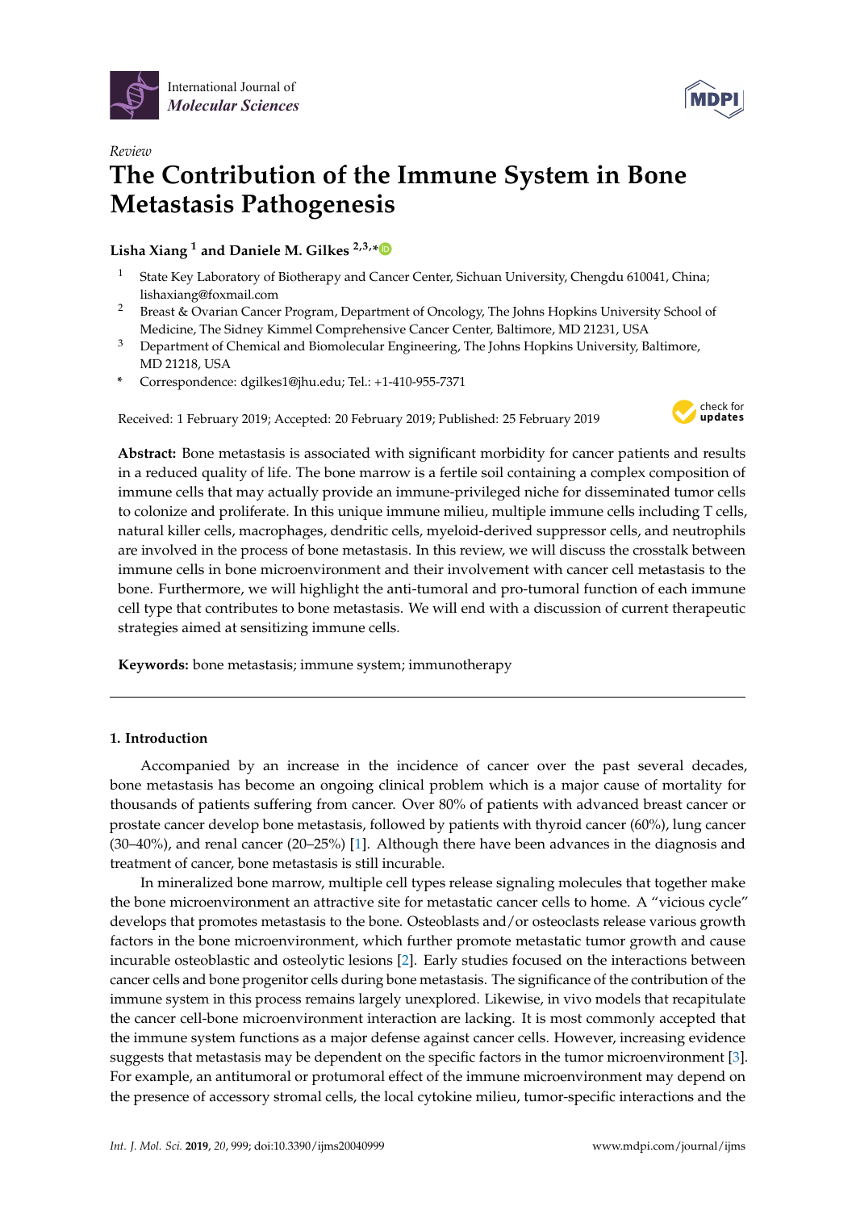International Journal of *Molecular Sciences*

*Review*

# The Contribution of the Immune System in Bone Metastasis Pathogenesis

**Lisha Xiang [1] and Daniele M. Gilkes [2,3,*]**

1 State Key Laboratory of Biotherapy and Cancer Center, Sichuan University, Chengdu 610041, China; lishaxiang@foxmail.com

2 Breast & Ovarian Cancer Program, Department of Oncology, The Johns Hopkins University School of Medicine, The Sidney Kimmel Comprehensive Cancer Center, Baltimore, MD 21231, USA

3 Department of Chemical and Biomolecular Engineering, The Johns Hopkins University, Baltimore, MD 21218, USA

* Correspondence: dgilkes1@jhu.edu; Tel.: +1-410-955-7371

Received: 1 February 2019; Accepted: 20 February 2019; Published: 25 February 2019

**Abstract:** Bone metastasis is associated with significant morbidity for cancer patients and results in a reduced quality of life. The bone marrow is a fertile soil containing a complex composition of immune cells that may actually provide an immune-privileged niche for disseminated tumor cells to colonize and proliferate. In this unique immune milieu, multiple immune cells including T cells, natural killer cells, macrophages, dendritic cells, myeloid-derived suppressor cells, and neutrophils are involved in the process of bone metastasis. In this review, we will discuss the crosstalk between immune cells in bone microenvironment and their involvement with cancer cell metastasis to the bone. Furthermore, we will highlight the anti-tumoral and pro-tumoral function of each immune cell type that contributes to bone metastasis. We will end with a discussion of current therapeutic strategies aimed at sensitizing immune cells.

**Keywords:** bone metastasis; immune system; immunotherapy

## 1. Introduction

Accompanied by an increase in the incidence of cancer over the past several decades, bone metastasis has become an ongoing clinical problem which is a major cause of mortality for thousands of patients suffering from cancer. Over 80% of patients with advanced breast cancer or prostate cancer develop bone metastasis, followed by patients with thyroid cancer (60%), lung cancer (30–40%), and renal cancer (20–25%) [1]. Although there have been advances in the diagnosis and treatment of cancer, bone metastasis is still incurable.

In mineralized bone marrow, multiple cell types release signaling molecules that together make the bone microenvironment an attractive site for metastatic cancer cells to home. A "vicious cycle" develops that promotes metastasis to the bone. Osteoblasts and/or osteoclasts release various growth factors in the bone microenvironment, which further promote metastatic tumor growth and cause incurable osteoblastic and osteolytic lesions [2]. Early studies focused on the interactions between cancer cells and bone progenitor cells during bone metastasis. The significance of the contribution of the immune system in this process remains largely unexplored. Likewise, in vivo models that recapitulate the cancer cell-bone microenvironment interaction are lacking. It is most commonly accepted that the immune system functions as a major defense against cancer cells. However, increasing evidence suggests that metastasis may be dependent on the specific factors in the tumor microenvironment [3]. For example, an antitumoral or protumoral effect of the immune microenvironment may depend on the presence of accessory stromal cells, the local cytokine milieu, tumor-specific interactions and the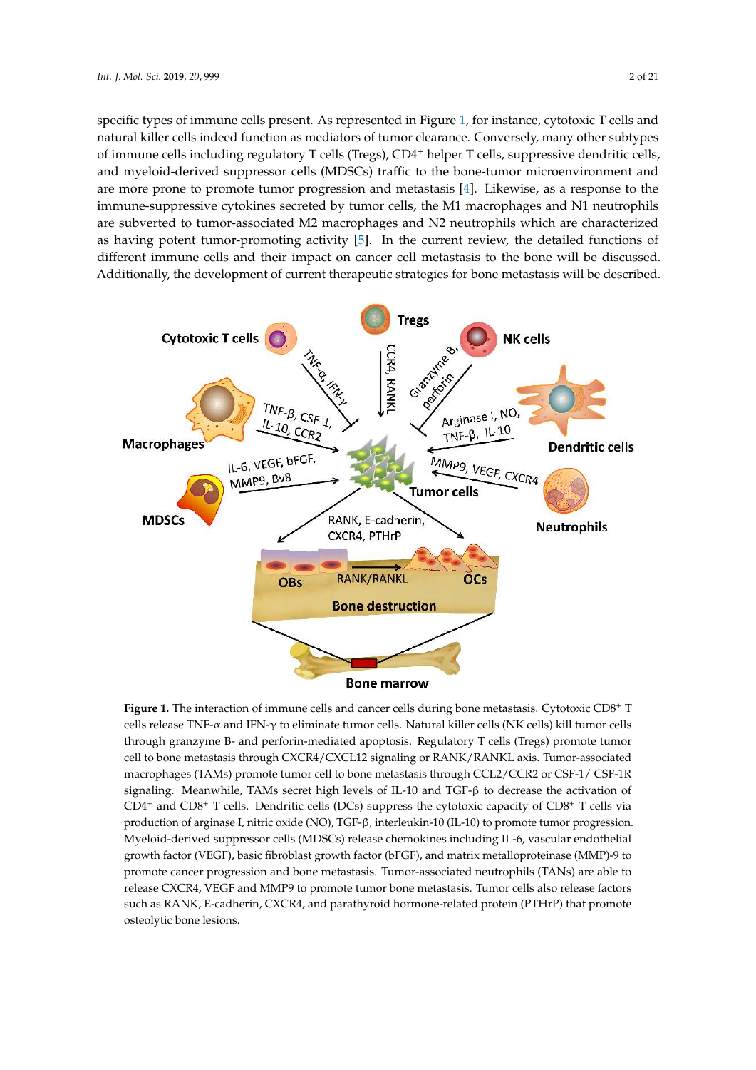specific types of immune cells present. As represented in Figure 1, for instance, cytotoxic T cells and natural killer cells indeed function as mediators of tumor clearance. Conversely, many other subtypes of immune cells including regulatory T cells (Tregs), $CD4^+$ helper T cells, suppressive dendritic cells, and myeloid-derived suppressor cells (MDSCs) traffic to the bone-tumor microenvironment and are more prone to promote tumor progression and metastasis [4]. Likewise, as a response to the immune-suppressive cytokines secreted by tumor cells, the M1 macrophages and N1 neutrophils are subverted to tumor-associated M2 macrophages and N2 neutrophils which are characterized as having potent tumor-promoting activity [5]. In the current review, the detailed functions of different immune cells and their impact on cancer cell metastasis to the bone will be discussed. Additionally, the development of current therapeutic strategies for bone metastasis will be described.

**Figure 1.** The interaction of immune cells and cancer cells during bone metastasis. Cytotoxic $CD8^+$ T cells release TNF-$\alpha$ and IFN-$\gamma$ to eliminate tumor cells. Natural killer cells (NK cells) kill tumor cells through granzyme B- and perforin-mediated apoptosis. Regulatory T cells (Tregs) promote tumor cell to bone metastasis through CXCR4/CXCL12 signaling or RANK/RANKL axis. Tumor-associated macrophages (TAMs) promote tumor cell to bone metastasis through CCL2/CCR2 or CSF-1/ CSF-1R signaling. Meanwhile, TAMs secret high levels of IL-10 and TGF-$\beta$ to decrease the activation of $CD4^+$ and $CD8^+$ T cells. Dendritic cells (DCs) suppress the cytotoxic capacity of $CD8^+$ T cells via production of arginase I, nitric oxide (NO), TGF-$\beta$, interleukin-10 (IL-10) to promote tumor progression. Myeloid-derived suppressor cells (MDSCs) release chemokines including IL-6, vascular endothelial growth factor (VEGF), basic fibroblast growth factor (bFGF), and matrix metalloproteinase (MMP)-9 to promote cancer progression and bone metastasis. Tumor-associated neutrophils (TANs) are able to release CXCR4, VEGF and MMP9 to promote tumor bone metastasis. Tumor cells also release factors such as RANK, E-cadherin, CXCR4, and parathyroid hormone-related protein (PTHrP) that promote osteolytic bone lesions.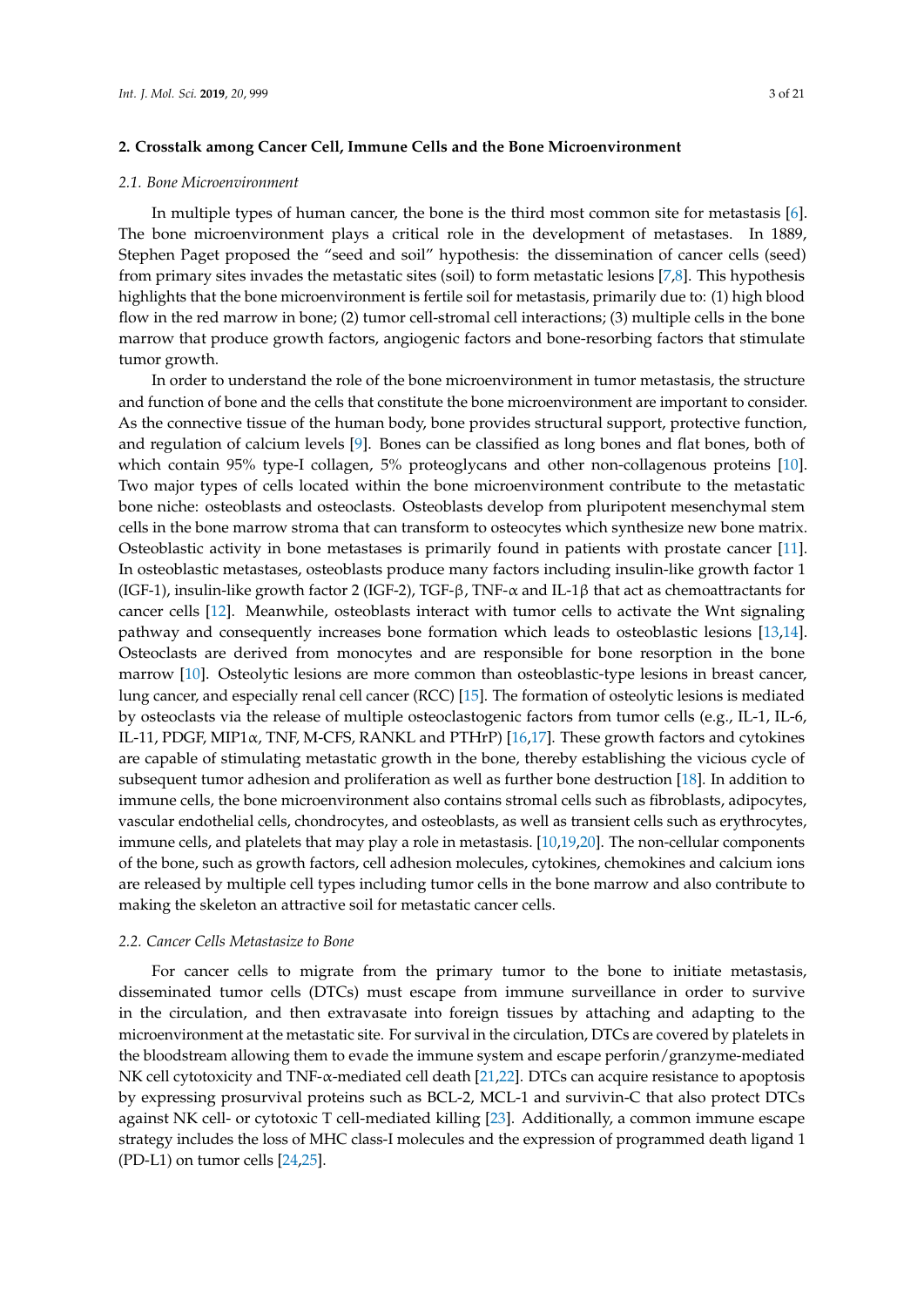## 2. Crosstalk among Cancer Cell, Immune Cells and the Bone Microenvironment

### *2.1. Bone Microenvironment*

In multiple types of human cancer, the bone is the third most common site for metastasis [6]. The bone microenvironment plays a critical role in the development of metastases. In 1889, Stephen Paget proposed the "seed and soil" hypothesis: the dissemination of cancer cells (seed) from primary sites invades the metastatic sites (soil) to form metastatic lesions [7,8]. This hypothesis highlights that the bone microenvironment is fertile soil for metastasis, primarily due to: (1) high blood flow in the red marrow in bone; (2) tumor cell-stromal cell interactions; (3) multiple cells in the bone marrow that produce growth factors, angiogenic factors and bone-resorbing factors that stimulate tumor growth.

In order to understand the role of the bone microenvironment in tumor metastasis, the structure and function of bone and the cells that constitute the bone microenvironment are important to consider. As the connective tissue of the human body, bone provides structural support, protective function, and regulation of calcium levels [9]. Bones can be classified as long bones and flat bones, both of which contain 95% type-I collagen, 5% proteoglycans and other non-collagenous proteins [10]. Two major types of cells located within the bone microenvironment contribute to the metastatic bone niche: osteoblasts and osteoclasts. Osteoblasts develop from pluripotent mesenchymal stem cells in the bone marrow stroma that can transform to osteocytes which synthesize new bone matrix. Osteoblastic activity in bone metastases is primarily found in patients with prostate cancer [11]. In osteoblastic metastases, osteoblasts produce many factors including insulin-like growth factor 1 (IGF-1), insulin-like growth factor 2 (IGF-2), TGF-β, TNF-α and IL-1β that act as chemoattractants for cancer cells [12]. Meanwhile, osteoblasts interact with tumor cells to activate the Wnt signaling pathway and consequently increases bone formation which leads to osteoblastic lesions [13,14]. Osteoclasts are derived from monocytes and are responsible for bone resorption in the bone marrow [10]. Osteolytic lesions are more common than osteoblastic-type lesions in breast cancer, lung cancer, and especially renal cell cancer (RCC) [15]. The formation of osteolytic lesions is mediated by osteoclasts via the release of multiple osteoclastogenic factors from tumor cells (e.g., IL-1, IL-6, IL-11, PDGF, MIP1α, TNF, M-CFS, RANKL and PTHrP) [16,17]. These growth factors and cytokines are capable of stimulating metastatic growth in the bone, thereby establishing the vicious cycle of subsequent tumor adhesion and proliferation as well as further bone destruction [18]. In addition to immune cells, the bone microenvironment also contains stromal cells such as fibroblasts, adipocytes, vascular endothelial cells, chondrocytes, and osteoblasts, as well as transient cells such as erythrocytes, immune cells, and platelets that may play a role in metastasis. [10,19,20]. The non-cellular components of the bone, such as growth factors, cell adhesion molecules, cytokines, chemokines and calcium ions are released by multiple cell types including tumor cells in the bone marrow and also contribute to making the skeleton an attractive soil for metastatic cancer cells.

### *2.2. Cancer Cells Metastasize to Bone*

For cancer cells to migrate from the primary tumor to the bone to initiate metastasis, disseminated tumor cells (DTCs) must escape from immune surveillance in order to survive in the circulation, and then extravasate into foreign tissues by attaching and adapting to the microenvironment at the metastatic site. For survival in the circulation, DTCs are covered by platelets in the bloodstream allowing them to evade the immune system and escape perforin/granzyme-mediated NK cell cytotoxicity and TNF-α-mediated cell death [21,22]. DTCs can acquire resistance to apoptosis by expressing prosurvival proteins such as BCL-2, MCL-1 and survivin-C that also protect DTCs against NK cell- or cytotoxic T cell-mediated killing [23]. Additionally, a common immune escape strategy includes the loss of MHC class-I molecules and the expression of programmed death ligand 1 (PD-L1) on tumor cells [24,25].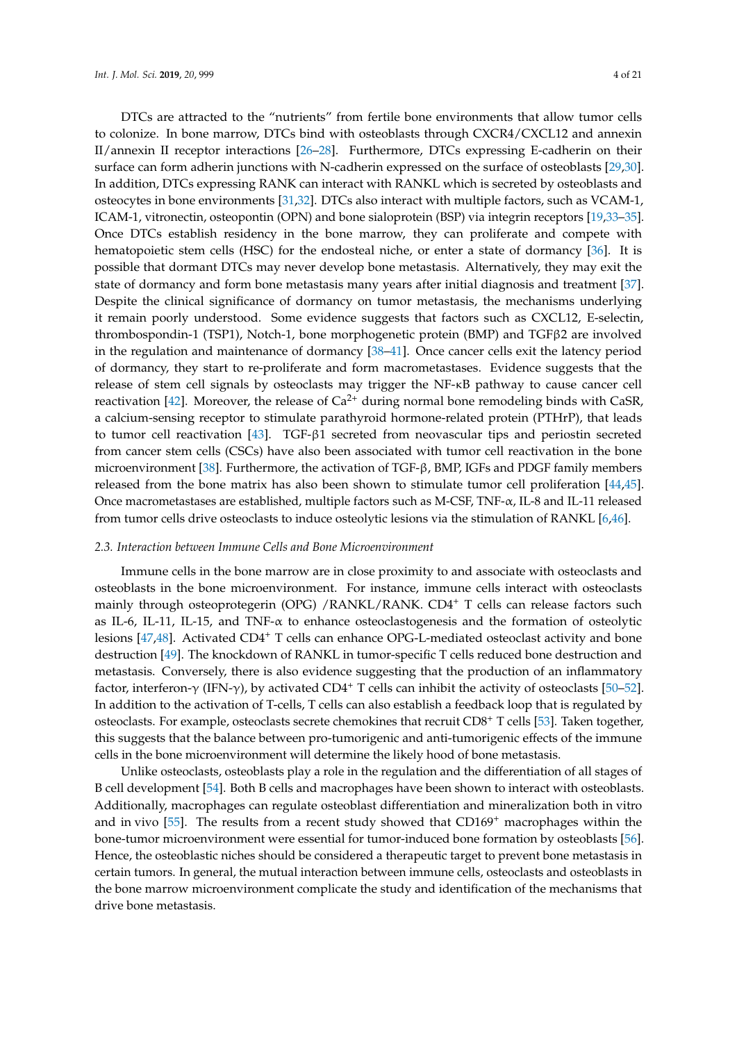DTCs are attracted to the "nutrients" from fertile bone environments that allow tumor cells to colonize. In bone marrow, DTCs bind with osteoblasts through CXCR4/CXCL12 and annexin II/annexin II receptor interactions [26–28]. Furthermore, DTCs expressing E-cadherin on their surface can form adherin junctions with N-cadherin expressed on the surface of osteoblasts [29,30]. In addition, DTCs expressing RANK can interact with RANKL which is secreted by osteoblasts and osteocytes in bone environments [31,32]. DTCs also interact with multiple factors, such as VCAM-1, ICAM-1, vitronectin, osteopontin (OPN) and bone sialoprotein (BSP) via integrin receptors [19,33–35]. Once DTCs establish residency in the bone marrow, they can proliferate and compete with hematopoietic stem cells (HSC) for the endosteal niche, or enter a state of dormancy [36]. It is possible that dormant DTCs may never develop bone metastasis. Alternatively, they may exit the state of dormancy and form bone metastasis many years after initial diagnosis and treatment [37]. Despite the clinical significance of dormancy on tumor metastasis, the mechanisms underlying it remain poorly understood. Some evidence suggests that factors such as CXCL12, E-selectin, thrombospondin-1 (TSP1), Notch-1, bone morphogenetic protein (BMP) and TGF$\beta$2 are involved in the regulation and maintenance of dormancy [38–41]. Once cancer cells exit the latency period of dormancy, they start to re-proliferate and form macrometastases. Evidence suggests that the release of stem cell signals by osteoclasts may trigger the NF-$\kappa$B pathway to cause cancer cell reactivation [42]. Moreover, the release of $Ca^{2+}$ during normal bone remodeling binds with CaSR, a calcium-sensing receptor to stimulate parathyroid hormone-related protein (PTHrP), that leads to tumor cell reactivation [43]. TGF-$\beta$1 secreted from neovascular tips and periostin secreted from cancer stem cells (CSCs) have also been associated with tumor cell reactivation in the bone microenvironment [38]. Furthermore, the activation of TGF-$\beta$, BMP, IGFs and PDGF family members released from the bone matrix has also been shown to stimulate tumor cell proliferation [44,45]. Once macrometastases are established, multiple factors such as M-CSF, TNF-$\alpha$, IL-8 and IL-11 released from tumor cells drive osteoclasts to induce osteolytic lesions via the stimulation of RANKL [6,46].

### *2.3. Interaction between Immune Cells and Bone Microenvironment*

Immune cells in the bone marrow are in close proximity to and associate with osteoclasts and osteoblasts in the bone microenvironment. For instance, immune cells interact with osteoclasts mainly through osteoprotegerin (OPG) /RANKL/RANK. $CD4^+$ T cells can release factors such as IL-6, IL-11, IL-15, and TNF-$\alpha$ to enhance osteoclastogenesis and the formation of osteolytic lesions [47,48]. Activated $CD4^+$ T cells can enhance OPG-L-mediated osteoclast activity and bone destruction [49]. The knockdown of RANKL in tumor-specific T cells reduced bone destruction and metastasis. Conversely, there is also evidence suggesting that the production of an inflammatory factor, interferon-$\gamma$ (IFN-$\gamma$), by activated $CD4^+$ T cells can inhibit the activity of osteoclasts [50–52]. In addition to the activation of T-cells, T cells can also establish a feedback loop that is regulated by osteoclasts. For example, osteoclasts secrete chemokines that recruit $CD8^+$ T cells [53]. Taken together, this suggests that the balance between pro-tumorigenic and anti-tumorigenic effects of the immune cells in the bone microenvironment will determine the likely hood of bone metastasis.

Unlike osteoclasts, osteoblasts play a role in the regulation and the differentiation of all stages of B cell development [54]. Both B cells and macrophages have been shown to interact with osteoblasts. Additionally, macrophages can regulate osteoblast differentiation and mineralization both in vitro and in vivo [55]. The results from a recent study showed that $CD169^+$ macrophages within the bone-tumor microenvironment were essential for tumor-induced bone formation by osteoblasts [56]. Hence, the osteoblastic niches should be considered a therapeutic target to prevent bone metastasis in certain tumors. In general, the mutual interaction between immune cells, osteoclasts and osteoblasts in the bone marrow microenvironment complicate the study and identification of the mechanisms that drive bone metastasis.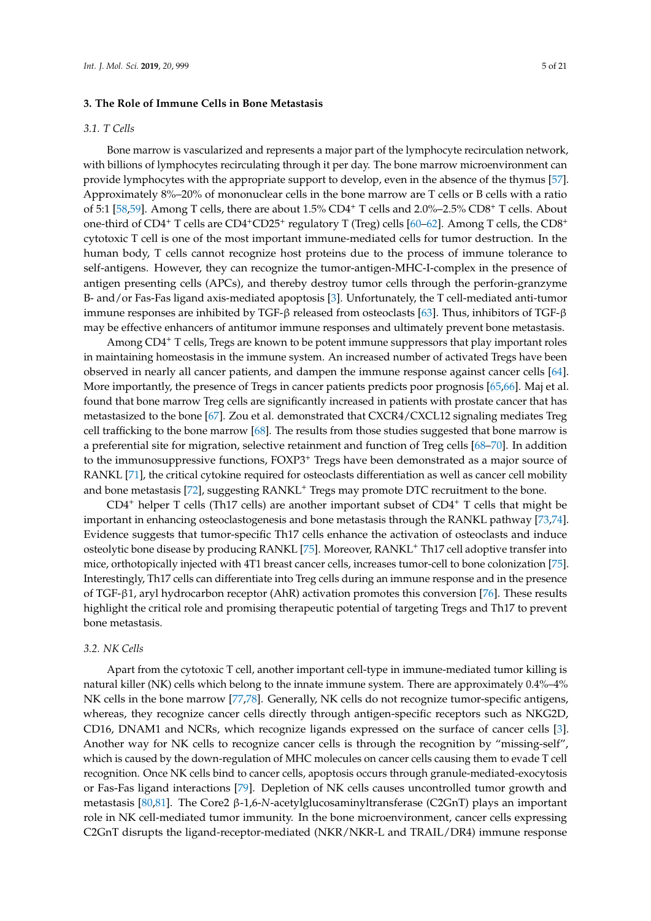## 3. The Role of Immune Cells in Bone Metastasis

### 3.1. T Cells

Bone marrow is vascularized and represents a major part of the lymphocyte recirculation network, with billions of lymphocytes recirculating through it per day. The bone marrow microenvironment can provide lymphocytes with the appropriate support to develop, even in the absence of the thymus [57]. Approximately 8%–20% of mononuclear cells in the bone marrow are T cells or B cells with a ratio of 5:1 [58,59]. Among T cells, there are about 1.5% $CD4^+$ T cells and 2.0%–2.5% $CD8^+$ T cells. About one-third of $CD4^+$ T cells are $CD4^+CD25^+$ regulatory T (Treg) cells [60–62]. Among T cells, the $CD8^+$ cytotoxic T cell is one of the most important immune-mediated cells for tumor destruction. In the human body, T cells cannot recognize host proteins due to the process of immune tolerance to self-antigens. However, they can recognize the tumor-antigen-MHC-I-complex in the presence of antigen presenting cells (APCs), and thereby destroy tumor cells through the perforin-granzyme B- and/or Fas-Fas ligand axis-mediated apoptosis [3]. Unfortunately, the T cell-mediated anti-tumor immune responses are inhibited by TGF-β released from osteoclasts [63]. Thus, inhibitors of TGF-β may be effective enhancers of antitumor immune responses and ultimately prevent bone metastasis.

Among $CD4^+$ T cells, Tregs are known to be potent immune suppressors that play important roles in maintaining homeostasis in the immune system. An increased number of activated Tregs have been observed in nearly all cancer patients, and dampen the immune response against cancer cells [64]. More importantly, the presence of Tregs in cancer patients predicts poor prognosis [65,66]. Maj et al. found that bone marrow Treg cells are significantly increased in patients with prostate cancer that has metastasized to the bone [67]. Zou et al. demonstrated that CXCR4/CXCL12 signaling mediates Treg cell trafficking to the bone marrow [68]. The results from those studies suggested that bone marrow is a preferential site for migration, selective retainment and function of Treg cells [68–70]. In addition to the immunosuppressive functions, $FOXP3^+$ Tregs have been demonstrated as a major source of RANKL [71], the critical cytokine required for osteoclasts differentiation as well as cancer cell mobility and bone metastasis [72], suggesting $RANKL^+$ Tregs may promote DTC recruitment to the bone.

$CD4^+$ helper T cells (Th17 cells) are another important subset of $CD4^+$ T cells that might be important in enhancing osteoclastogenesis and bone metastasis through the RANKL pathway [73,74]. Evidence suggests that tumor-specific Th17 cells enhance the activation of osteoclasts and induce osteolytic bone disease by producing RANKL [75]. Moreover, $RANKL^+$ Th17 cell adoptive transfer into mice, orthotopically injected with 4T1 breast cancer cells, increases tumor-cell to bone colonization [75]. Interestingly, Th17 cells can differentiate into Treg cells during an immune response and in the presence of TGF-β1, aryl hydrocarbon receptor (AhR) activation promotes this conversion [76]. These results highlight the critical role and promising therapeutic potential of targeting Tregs and Th17 to prevent bone metastasis.

### 3.2. NK Cells

Apart from the cytotoxic T cell, another important cell-type in immune-mediated tumor killing is natural killer (NK) cells which belong to the innate immune system. There are approximately 0.4%–4% NK cells in the bone marrow [77,78]. Generally, NK cells do not recognize tumor-specific antigens, whereas, they recognize cancer cells directly through antigen-specific receptors such as NKG2D, CD16, DNAM1 and NCRs, which recognize ligands expressed on the surface of cancer cells [3]. Another way for NK cells to recognize cancer cells is through the recognition by "missing-self", which is caused by the down-regulation of MHC molecules on cancer cells causing them to evade T cell recognition. Once NK cells bind to cancer cells, apoptosis occurs through granule-mediated-exocytosis or Fas-Fas ligand interactions [79]. Depletion of NK cells causes uncontrolled tumor growth and metastasis [80,81]. The Core2 β-1,6-*N*-acetylglucosaminyltransferase (C2GnT) plays an important role in NK cell-mediated tumor immunity. In the bone microenvironment, cancer cells expressing C2GnT disrupts the ligand-receptor-mediated (NKR/NKR-L and TRAIL/DR4) immune response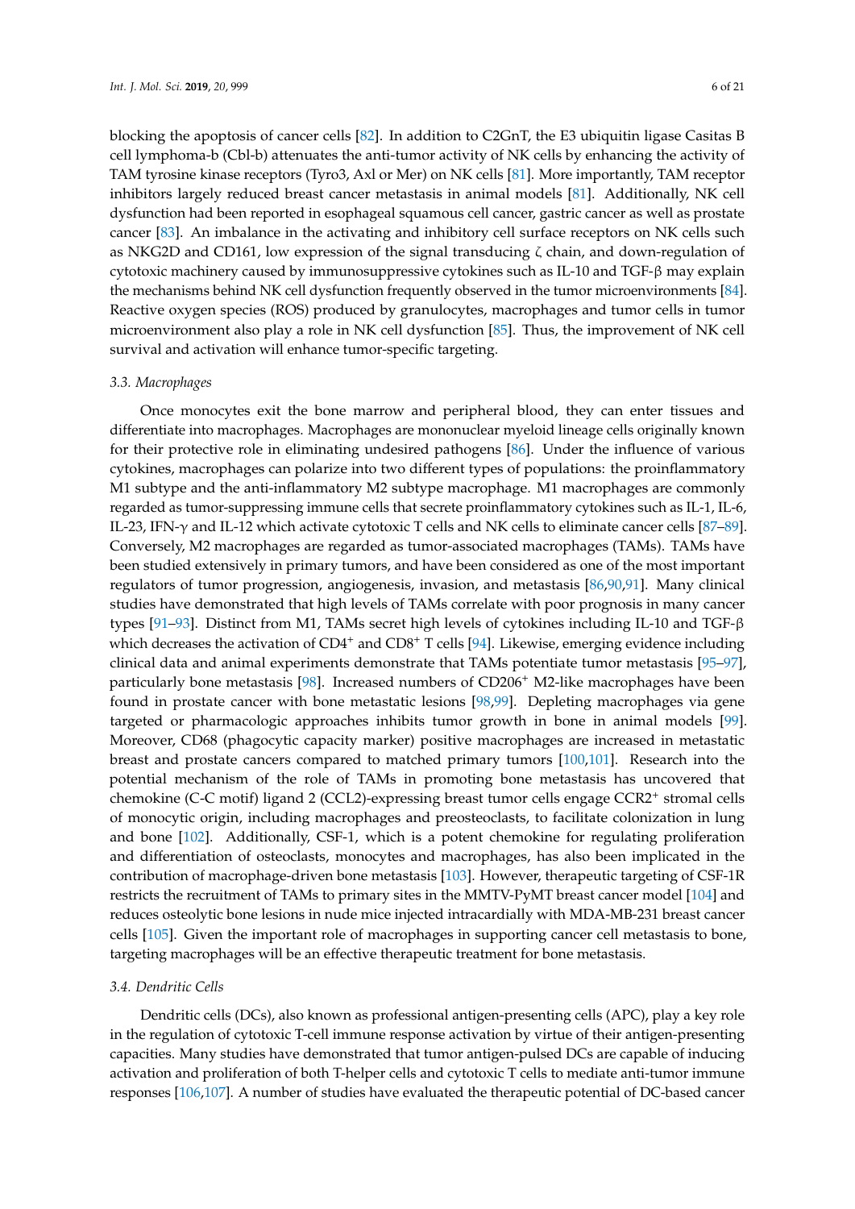blocking the apoptosis of cancer cells [82]. In addition to C2GnT, the E3 ubiquitin ligase Casitas B cell lymphoma-b (Cbl-b) attenuates the anti-tumor activity of NK cells by enhancing the activity of TAM tyrosine kinase receptors (Tyro3, Axl or Mer) on NK cells [81]. More importantly, TAM receptor inhibitors largely reduced breast cancer metastasis in animal models [81]. Additionally, NK cell dysfunction had been reported in esophageal squamous cell cancer, gastric cancer as well as prostate cancer [83]. An imbalance in the activating and inhibitory cell surface receptors on NK cells such as NKG2D and CD161, low expression of the signal transducing ζ chain, and down-regulation of cytotoxic machinery caused by immunosuppressive cytokines such as IL-10 and TGF-β may explain the mechanisms behind NK cell dysfunction frequently observed in the tumor microenvironments [84]. Reactive oxygen species (ROS) produced by granulocytes, macrophages and tumor cells in tumor microenvironment also play a role in NK cell dysfunction [85]. Thus, the improvement of NK cell survival and activation will enhance tumor-specific targeting.

### 3.3. Macrophages

Once monocytes exit the bone marrow and peripheral blood, they can enter tissues and differentiate into macrophages. Macrophages are mononuclear myeloid lineage cells originally known for their protective role in eliminating undesired pathogens [86]. Under the influence of various cytokines, macrophages can polarize into two different types of populations: the proinflammatory M1 subtype and the anti-inflammatory M2 subtype macrophage. M1 macrophages are commonly regarded as tumor-suppressing immune cells that secrete proinflammatory cytokines such as IL-1, IL-6, IL-23, IFN-γ and IL-12 which activate cytotoxic T cells and NK cells to eliminate cancer cells [87–89]. Conversely, M2 macrophages are regarded as tumor-associated macrophages (TAMs). TAMs have been studied extensively in primary tumors, and have been considered as one of the most important regulators of tumor progression, angiogenesis, invasion, and metastasis [86,90,91]. Many clinical studies have demonstrated that high levels of TAMs correlate with poor prognosis in many cancer types [91–93]. Distinct from M1, TAMs secret high levels of cytokines including IL-10 and TGF-β which decreases the activation of $CD4^+$ and $CD8^+$ T cells [94]. Likewise, emerging evidence including clinical data and animal experiments demonstrate that TAMs potentiate tumor metastasis [95–97], particularly bone metastasis [98]. Increased numbers of $CD206^+$ M2-like macrophages have been found in prostate cancer with bone metastatic lesions [98,99]. Depleting macrophages via gene targeted or pharmacologic approaches inhibits tumor growth in bone in animal models [99]. Moreover, CD68 (phagocytic capacity marker) positive macrophages are increased in metastatic breast and prostate cancers compared to matched primary tumors [100,101]. Research into the potential mechanism of the role of TAMs in promoting bone metastasis has uncovered that chemokine (C-C motif) ligand 2 (CCL2)-expressing breast tumor cells engage $CCR2^+$ stromal cells of monocytic origin, including macrophages and preosteoclasts, to facilitate colonization in lung and bone [102]. Additionally, CSF-1, which is a potent chemokine for regulating proliferation and differentiation of osteoclasts, monocytes and macrophages, has also been implicated in the contribution of macrophage-driven bone metastasis [103]. However, therapeutic targeting of CSF-1R restricts the recruitment of TAMs to primary sites in the MMTV-PyMT breast cancer model [104] and reduces osteolytic bone lesions in nude mice injected intracardially with MDA-MB-231 breast cancer cells [105]. Given the important role of macrophages in supporting cancer cell metastasis to bone, targeting macrophages will be an effective therapeutic treatment for bone metastasis.

### 3.4. Dendritic Cells

Dendritic cells (DCs), also known as professional antigen-presenting cells (APC), play a key role in the regulation of cytotoxic T-cell immune response activation by virtue of their antigen-presenting capacities. Many studies have demonstrated that tumor antigen-pulsed DCs are capable of inducing activation and proliferation of both T-helper cells and cytotoxic T cells to mediate anti-tumor immune responses [106,107]. A number of studies have evaluated the therapeutic potential of DC-based cancer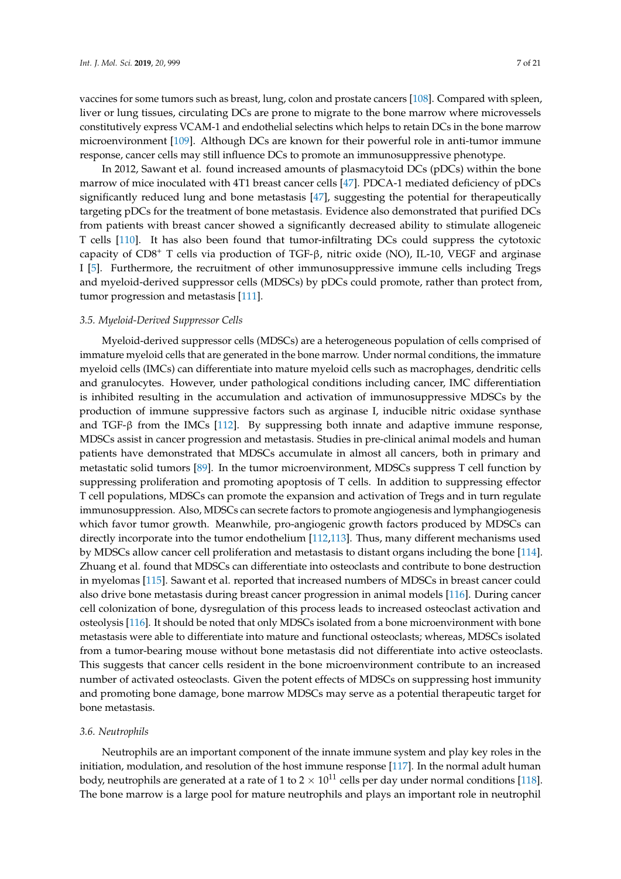vaccines for some tumors such as breast, lung, colon and prostate cancers [108]. Compared with spleen, liver or lung tissues, circulating DCs are prone to migrate to the bone marrow where microvessels constitutively express VCAM-1 and endothelial selectins which helps to retain DCs in the bone marrow microenvironment [109]. Although DCs are known for their powerful role in anti-tumor immune response, cancer cells may still influence DCs to promote an immunosuppressive phenotype.

In 2012, Sawant et al. found increased amounts of plasmacytoid DCs (pDCs) within the bone marrow of mice inoculated with 4T1 breast cancer cells [47]. PDCA-1 mediated deficiency of pDCs significantly reduced lung and bone metastasis [47], suggesting the potential for therapeutically targeting pDCs for the treatment of bone metastasis. Evidence also demonstrated that purified DCs from patients with breast cancer showed a significantly decreased ability to stimulate allogeneic T cells [110]. It has also been found that tumor-infiltrating DCs could suppress the cytotoxic capacity of $CD8^+$ T cells via production of TGF-β, nitric oxide (NO), IL-10, VEGF and arginase I [5]. Furthermore, the recruitment of other immunosuppressive immune cells including Tregs and myeloid-derived suppressor cells (MDSCs) by pDCs could promote, rather than protect from, tumor progression and metastasis [111].

### *3.5. Myeloid-Derived Suppressor Cells*

Myeloid-derived suppressor cells (MDSCs) are a heterogeneous population of cells comprised of immature myeloid cells that are generated in the bone marrow. Under normal conditions, the immature myeloid cells (IMCs) can differentiate into mature myeloid cells such as macrophages, dendritic cells and granulocytes. However, under pathological conditions including cancer, IMC differentiation is inhibited resulting in the accumulation and activation of immunosuppressive MDSCs by the production of immune suppressive factors such as arginase I, inducible nitric oxidase synthase and TGF-β from the IMCs [112]. By suppressing both innate and adaptive immune response, MDSCs assist in cancer progression and metastasis. Studies in pre-clinical animal models and human patients have demonstrated that MDSCs accumulate in almost all cancers, both in primary and metastatic solid tumors [89]. In the tumor microenvironment, MDSCs suppress T cell function by suppressing proliferation and promoting apoptosis of T cells. In addition to suppressing effector T cell populations, MDSCs can promote the expansion and activation of Tregs and in turn regulate immunosuppression. Also, MDSCs can secrete factors to promote angiogenesis and lymphangiogenesis which favor tumor growth. Meanwhile, pro-angiogenic growth factors produced by MDSCs can directly incorporate into the tumor endothelium [112,113]. Thus, many different mechanisms used by MDSCs allow cancer cell proliferation and metastasis to distant organs including the bone [114]. Zhuang et al. found that MDSCs can differentiate into osteoclasts and contribute to bone destruction in myelomas [115]. Sawant et al. reported that increased numbers of MDSCs in breast cancer could also drive bone metastasis during breast cancer progression in animal models [116]. During cancer cell colonization of bone, dysregulation of this process leads to increased osteoclast activation and osteolysis [116]. It should be noted that only MDSCs isolated from a bone microenvironment with bone metastasis were able to differentiate into mature and functional osteoclasts; whereas, MDSCs isolated from a tumor-bearing mouse without bone metastasis did not differentiate into active osteoclasts. This suggests that cancer cells resident in the bone microenvironment contribute to an increased number of activated osteoclasts. Given the potent effects of MDSCs on suppressing host immunity and promoting bone damage, bone marrow MDSCs may serve as a potential therapeutic target for bone metastasis.

### *3.6. Neutrophils*

Neutrophils are an important component of the innate immune system and play key roles in the initiation, modulation, and resolution of the host immune response [117]. In the normal adult human body, neutrophils are generated at a rate of 1 to $2 \times 10^{11}$ cells per day under normal conditions [118]. The bone marrow is a large pool for mature neutrophils and plays an important role in neutrophil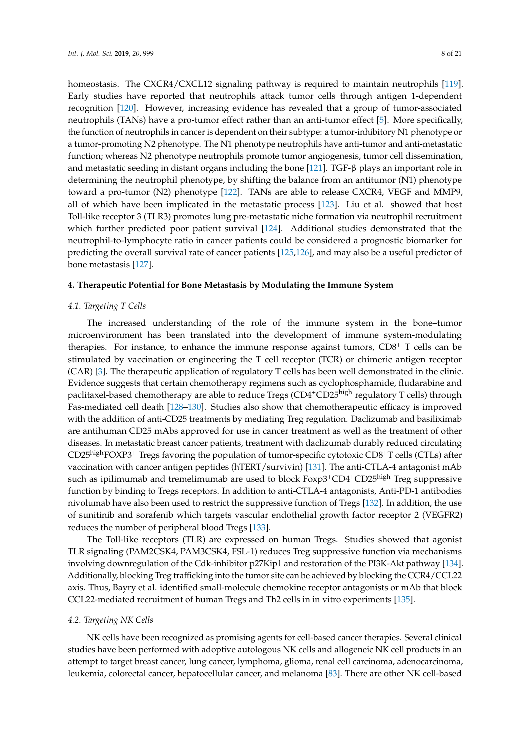homeostasis. The CXCR4/CXCL12 signaling pathway is required to maintain neutrophils [119]. Early studies have reported that neutrophils attack tumor cells through antigen 1-dependent recognition [120]. However, increasing evidence has revealed that a group of tumor-associated neutrophils (TANs) have a pro-tumor effect rather than an anti-tumor effect [5]. More specifically, the function of neutrophils in cancer is dependent on their subtype: a tumor-inhibitory N1 phenotype or a tumor-promoting N2 phenotype. The N1 phenotype neutrophils have anti-tumor and anti-metastatic function; whereas N2 phenotype neutrophils promote tumor angiogenesis, tumor cell dissemination, and metastatic seeding in distant organs including the bone [121]. TGF-β plays an important role in determining the neutrophil phenotype, by shifting the balance from an antitumor (N1) phenotype toward a pro-tumor (N2) phenotype [122]. TANs are able to release CXCR4, VEGF and MMP9, all of which have been implicated in the metastatic process [123]. Liu et al. showed that host Toll-like receptor 3 (TLR3) promotes lung pre-metastatic niche formation via neutrophil recruitment which further predicted poor patient survival [124]. Additional studies demonstrated that the neutrophil-to-lymphocyte ratio in cancer patients could be considered a prognostic biomarker for predicting the overall survival rate of cancer patients [125,126], and may also be a useful predictor of bone metastasis [127].

## 4. Therapeutic Potential for Bone Metastasis by Modulating the Immune System

### 4.1. Targeting T Cells

The increased understanding of the role of the immune system in the bone–tumor microenvironment has been translated into the development of immune system-modulating therapies. For instance, to enhance the immune response against tumors, $CD8^+$ T cells can be stimulated by vaccination or engineering the T cell receptor (TCR) or chimeric antigen receptor (CAR) [3]. The therapeutic application of regulatory T cells has been well demonstrated in the clinic. Evidence suggests that certain chemotherapy regimens such as cyclophosphamide, fludarabine and paclitaxel-based chemotherapy are able to reduce Tregs ($CD4^+CD25^{high}$ regulatory T cells) through Fas-mediated cell death [128–130]. Studies also show that chemotherapeutic efficacy is improved with the addition of anti-CD25 treatments by mediating Treg regulation. Daclizumab and basiliximab are antihuman CD25 mAbs approved for use in cancer treatment as well as the treatment of other diseases. In metastatic breast cancer patients, treatment with daclizumab durably reduced circulating $CD25^{high}FOXP3^+$ Tregs favoring the population of tumor-specific cytotoxic $CD8^+$T cells (CTLs) after vaccination with cancer antigen peptides (hTERT/survivin) [131]. The anti-CTLA-4 antagonist mAb such as ipilimumab and tremelimumab are used to block $Foxp3^+CD4^+CD25^{high}$ Treg suppressive function by binding to Tregs receptors. In addition to anti-CTLA-4 antagonists, Anti-PD-1 antibodies nivolumab have also been used to restrict the suppressive function of Tregs [132]. In addition, the use of sunitinib and sorafenib which targets vascular endothelial growth factor receptor 2 (VEGFR2) reduces the number of peripheral blood Tregs [133].

The Toll-like receptors (TLR) are expressed on human Tregs. Studies showed that agonist TLR signaling (PAM2CSK4, PAM3CSK4, FSL-1) reduces Treg suppressive function via mechanisms involving downregulation of the Cdk-inhibitor p27Kip1 and restoration of the PI3K-Akt pathway [134]. Additionally, blocking Treg trafficking into the tumor site can be achieved by blocking the CCR4/CCL22 axis. Thus, Bayry et al. identified small-molecule chemokine receptor antagonists or mAb that block CCL22-mediated recruitment of human Tregs and Th2 cells in in vitro experiments [135].

### 4.2. Targeting NK Cells

NK cells have been recognized as promising agents for cell-based cancer therapies. Several clinical studies have been performed with adoptive autologous NK cells and allogeneic NK cell products in an attempt to target breast cancer, lung cancer, lymphoma, glioma, renal cell carcinoma, adenocarcinoma, leukemia, colorectal cancer, hepatocellular cancer, and melanoma [83]. There are other NK cell-based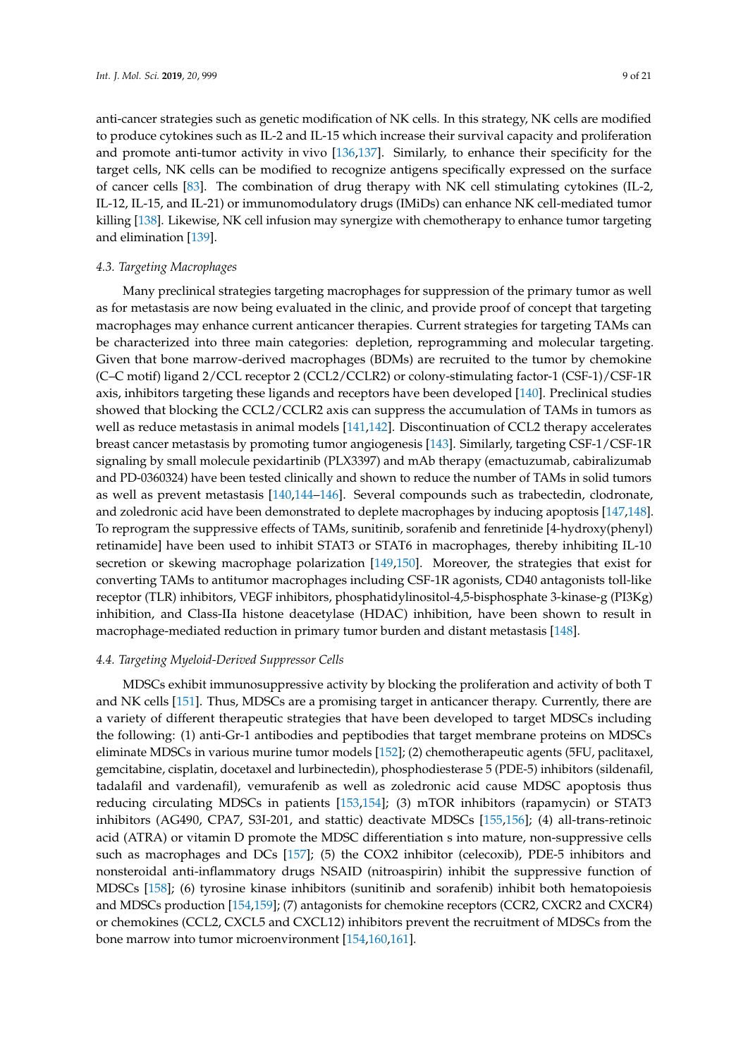anti-cancer strategies such as genetic modification of NK cells. In this strategy, NK cells are modified to produce cytokines such as IL-2 and IL-15 which increase their survival capacity and proliferation and promote anti-tumor activity in vivo [136,137]. Similarly, to enhance their specificity for the target cells, NK cells can be modified to recognize antigens specifically expressed on the surface of cancer cells [83]. The combination of drug therapy with NK cell stimulating cytokines (IL-2, IL-12, IL-15, and IL-21) or immunomodulatory drugs (IMiDs) can enhance NK cell-mediated tumor killing [138]. Likewise, NK cell infusion may synergize with chemotherapy to enhance tumor targeting and elimination [139].

### *4.3. Targeting Macrophages*

Many preclinical strategies targeting macrophages for suppression of the primary tumor as well as for metastasis are now being evaluated in the clinic, and provide proof of concept that targeting macrophages may enhance current anticancer therapies. Current strategies for targeting TAMs can be characterized into three main categories: depletion, reprogramming and molecular targeting. Given that bone marrow-derived macrophages (BDMs) are recruited to the tumor by chemokine (C–C motif) ligand 2/CCL receptor 2 (CCL2/CCLR2) or colony-stimulating factor-1 (CSF-1)/CSF-1R axis, inhibitors targeting these ligands and receptors have been developed [140]. Preclinical studies showed that blocking the CCL2/CCLR2 axis can suppress the accumulation of TAMs in tumors as well as reduce metastasis in animal models [141,142]. Discontinuation of CCL2 therapy accelerates breast cancer metastasis by promoting tumor angiogenesis [143]. Similarly, targeting CSF-1/CSF-1R signaling by small molecule pexidartinib (PLX3397) and mAb therapy (emactuzumab, cabiralizumab and PD-0360324) have been tested clinically and shown to reduce the number of TAMs in solid tumors as well as prevent metastasis [140,144–146]. Several compounds such as trabectedin, clodronate, and zoledronic acid have been demonstrated to deplete macrophages by inducing apoptosis [147,148]. To reprogram the suppressive effects of TAMs, sunitinib, sorafenib and fenretinide [4-hydroxy(phenyl) retinamide] have been used to inhibit STAT3 or STAT6 in macrophages, thereby inhibiting IL-10 secretion or skewing macrophage polarization [149,150]. Moreover, the strategies that exist for converting TAMs to antitumor macrophages including CSF-1R agonists, CD40 antagonists toll-like receptor (TLR) inhibitors, VEGF inhibitors, phosphatidylinositol-4,5-bisphosphate 3-kinase-g (PI3Kg) inhibition, and Class-IIa histone deacetylase (HDAC) inhibition, have been shown to result in macrophage-mediated reduction in primary tumor burden and distant metastasis [148].

### *4.4. Targeting Myeloid-Derived Suppressor Cells*

MDSCs exhibit immunosuppressive activity by blocking the proliferation and activity of both T and NK cells [151]. Thus, MDSCs are a promising target in anticancer therapy. Currently, there are a variety of different therapeutic strategies that have been developed to target MDSCs including the following: (1) anti-Gr-1 antibodies and peptibodies that target membrane proteins on MDSCs eliminate MDSCs in various murine tumor models [152]; (2) chemotherapeutic agents (5FU, paclitaxel, gemcitabine, cisplatin, docetaxel and lurbinectedin), phosphodiesterase 5 (PDE-5) inhibitors (sildenafil, tadalafil and vardenafil), vemurafenib as well as zoledronic acid cause MDSC apoptosis thus reducing circulating MDSCs in patients [153,154]; (3) mTOR inhibitors (rapamycin) or STAT3 inhibitors (AG490, CPA7, S3I-201, and stattic) deactivate MDSCs [155,156]; (4) all-trans-retinoic acid (ATRA) or vitamin D promote the MDSC differentiation s into mature, non-suppressive cells such as macrophages and DCs [157]; (5) the COX2 inhibitor (celecoxib), PDE-5 inhibitors and nonsteroidal anti-inflammatory drugs NSAID (nitroaspirin) inhibit the suppressive function of MDSCs [158]; (6) tyrosine kinase inhibitors (sunitinib and sorafenib) inhibit both hematopoiesis and MDSCs production [154,159]; (7) antagonists for chemokine receptors (CCR2, CXCR2 and CXCR4) or chemokines (CCL2, CXCL5 and CXCL12) inhibitors prevent the recruitment of MDSCs from the bone marrow into tumor microenvironment [154,160,161].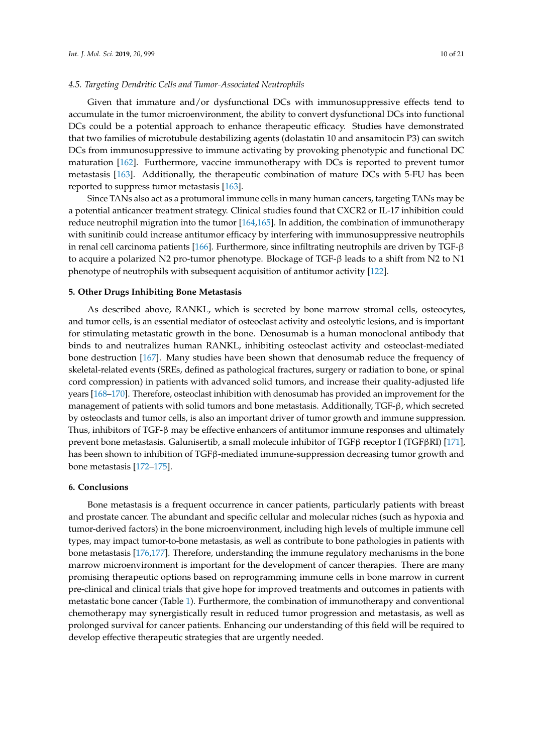### 4.5. Targeting Dendritic Cells and Tumor-Associated Neutrophils

Given that immature and/or dysfunctional DCs with immunosuppressive effects tend to accumulate in the tumor microenvironment, the ability to convert dysfunctional DCs into functional DCs could be a potential approach to enhance therapeutic efficacy. Studies have demonstrated that two families of microtubule destabilizing agents (dolastatin 10 and ansamitocin P3) can switch DCs from immunosuppressive to immune activating by provoking phenotypic and functional DC maturation [162]. Furthermore, vaccine immunotherapy with DCs is reported to prevent tumor metastasis [163]. Additionally, the therapeutic combination of mature DCs with 5-FU has been reported to suppress tumor metastasis [163].

Since TANs also act as a protumoral immune cells in many human cancers, targeting TANs may be a potential anticancer treatment strategy. Clinical studies found that CXCR2 or IL-17 inhibition could reduce neutrophil migration into the tumor [164,165]. In addition, the combination of immunotherapy with sunitinib could increase antitumor efficacy by interfering with immunosuppressive neutrophils in renal cell carcinoma patients [166]. Furthermore, since infiltrating neutrophils are driven by TGF-β to acquire a polarized N2 pro-tumor phenotype. Blockage of TGF-β leads to a shift from N2 to N1 phenotype of neutrophils with subsequent acquisition of antitumor activity [122].

## 5. Other Drugs Inhibiting Bone Metastasis

As described above, RANKL, which is secreted by bone marrow stromal cells, osteocytes, and tumor cells, is an essential mediator of osteoclast activity and osteolytic lesions, and is important for stimulating metastatic growth in the bone. Denosumab is a human monoclonal antibody that binds to and neutralizes human RANKL, inhibiting osteoclast activity and osteoclast-mediated bone destruction [167]. Many studies have been shown that denosumab reduce the frequency of skeletal-related events (SREs, defined as pathological fractures, surgery or radiation to bone, or spinal cord compression) in patients with advanced solid tumors, and increase their quality-adjusted life years [168–170]. Therefore, osteoclast inhibition with denosumab has provided an improvement for the management of patients with solid tumors and bone metastasis. Additionally, TGF-β, which secreted by osteoclasts and tumor cells, is also an important driver of tumor growth and immune suppression. Thus, inhibitors of TGF-β may be effective enhancers of antitumor immune responses and ultimately prevent bone metastasis. Galunisertib, a small molecule inhibitor of TGFβ receptor I (TGFβRI) [171], has been shown to inhibition of TGFβ-mediated immune-suppression decreasing tumor growth and bone metastasis [172–175].

## 6. Conclusions

Bone metastasis is a frequent occurrence in cancer patients, particularly patients with breast and prostate cancer. The abundant and specific cellular and molecular niches (such as hypoxia and tumor-derived factors) in the bone microenvironment, including high levels of multiple immune cell types, may impact tumor-to-bone metastasis, as well as contribute to bone pathologies in patients with bone metastasis [176,177]. Therefore, understanding the immune regulatory mechanisms in the bone marrow microenvironment is important for the development of cancer therapies. There are many promising therapeutic options based on reprogramming immune cells in bone marrow in current pre-clinical and clinical trials that give hope for improved treatments and outcomes in patients with metastatic bone cancer (Table 1). Furthermore, the combination of immunotherapy and conventional chemotherapy may synergistically result in reduced tumor progression and metastasis, as well as prolonged survival for cancer patients. Enhancing our understanding of this field will be required to develop effective therapeutic strategies that are urgently needed.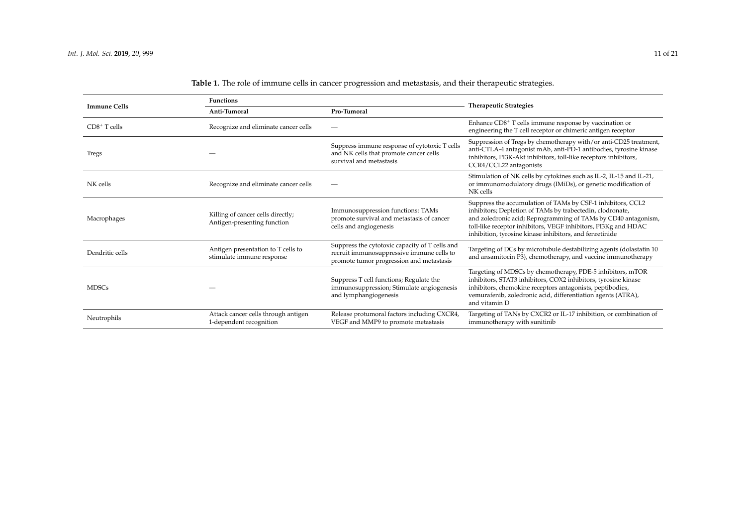**Table 1.** The role of immune cells in cancer progression and metastasis, and their therapeutic strategies.

| Immune Cells | Functions | | Therapeutic Strategies |
|---|---|---|---|
| | Anti-Tumoral | Pro-Tumoral | |
| $CD8^+$ T cells | Recognize and eliminate cancer cells | — | Enhance $CD8^+$ T cells immune response by vaccination or engineering the T cell receptor or chimeric antigen receptor |
| Tregs | — | Suppress immune response of cytotoxic T cells and NK cells that promote cancer cells survival and metastasis | Suppression of Tregs by chemotherapy with/or anti-CD25 treatment, anti-CTLA-4 antagonist mAb, anti-PD-1 antibodies, tyrosine kinase inhibitors, PI3K-Akt inhibitors, toll-like receptors inhibitors, CCR4/CCL22 antagonists |
| NK cells | Recognize and eliminate cancer cells | — | Stimulation of NK cells by cytokines such as IL-2, IL-15 and IL-21, or immunomodulatory drugs (IMiDs), or genetic modification of NK cells |
| Macrophages | Killing of cancer cells directly; Antigen-presenting function | Immunosuppression functions: TAMs promote survival and metastasis of cancer cells and angiogenesis | Suppress the accumulation of TAMs by CSF-1 inhibitors, CCL2 inhibitors; Depletion of TAMs by trabectedin, clodronate, and zoledronic acid; Reprogramming of TAMs by CD40 antagonism, toll-like receptor inhibitors, VEGF inhibitors, PI3Kg and HDAC inhibition, tyrosine kinase inhibitors, and fenretinide |
| Dendritic cells | Antigen presentation to T cells to stimulate immune response | Suppress the cytotoxic capacity of T cells and recruit immunosuppressive immune cells to promote tumor progression and metastasis | Targeting of DCs by microtubule destabilizing agents (dolastatin 10 and ansamitocin P3), chemotherapy, and vaccine immunotherapy |
| MDSCs | — | Suppress T cell functions; Regulate the immunosuppression; Stimulate angiogenesis and lymphangiogenesis | Targeting of MDSCs by chemotherapy, PDE-5 inhibitors, mTOR inhibitors, STAT3 inhibitors, COX2 inhibitors, tyrosine kinase inhibitors, chemokine receptors antagonists, peptibodies, vemurafenib, zoledronic acid, differentiation agents (ATRA), and vitamin D |
| Neutrophils | Attack cancer cells through antigen 1-dependent recognition | Release protumoral factors including CXCR4, VEGF and MMP9 to promote metastasis | Targeting of TANs by CXCR2 or IL-17 inhibition, or combination of immunotherapy with sunitinib |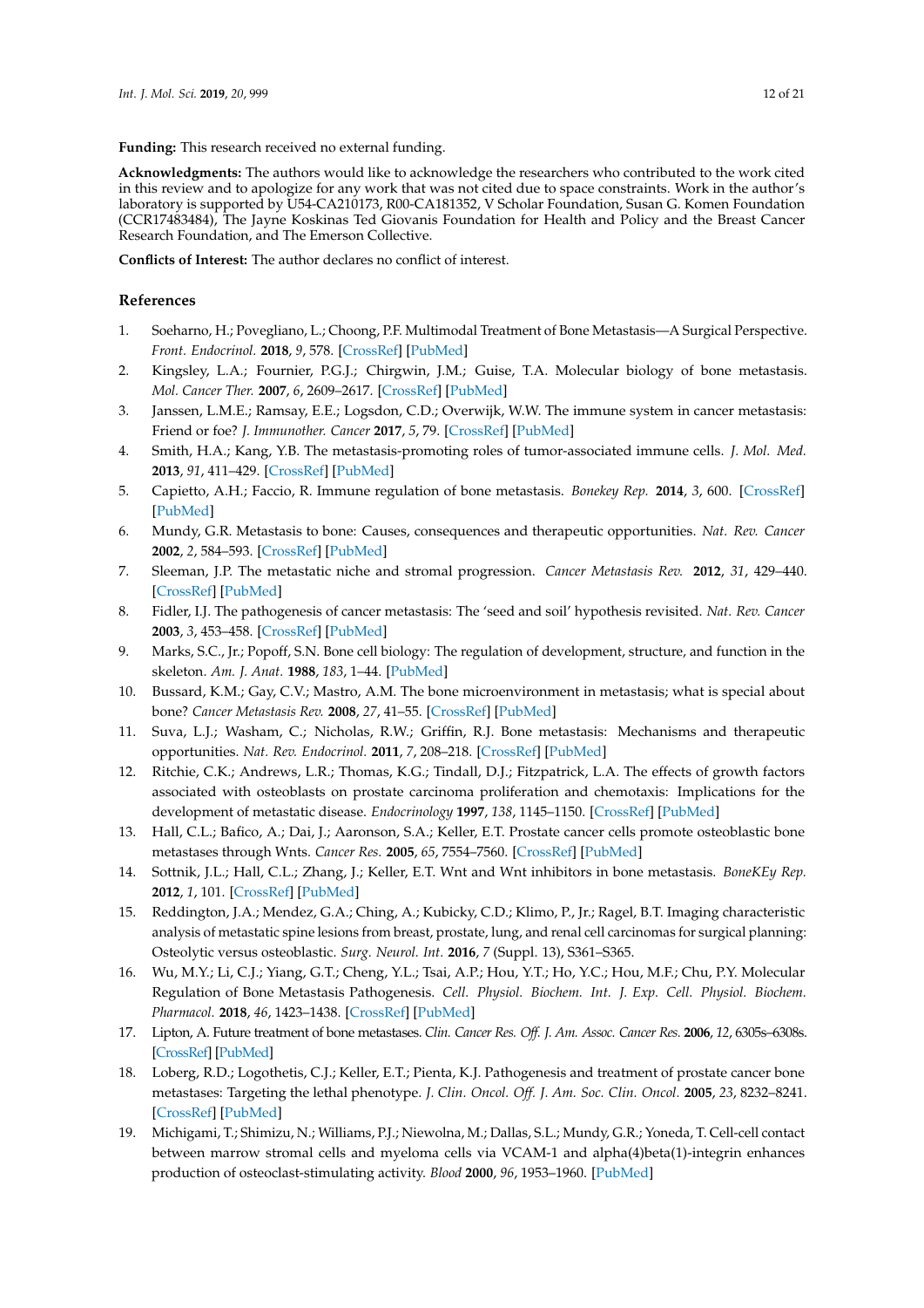**Funding:** This research received no external funding.

**Acknowledgments:** The authors would like to acknowledge the researchers who contributed to the work cited in this review and to apologize for any work that was not cited due to space constraints. Work in the author's laboratory is supported by U54-CA210173, R00-CA181352, V Scholar Foundation, Susan G. Komen Foundation (CCR17483484), The Jayne Koskinas Ted Giovanis Foundation for Health and Policy and the Breast Cancer Research Foundation, and The Emerson Collective.

**Conflicts of Interest:** The author declares no conflict of interest.

## References

1. Soeharno, H.; Povegliano, L.; Choong, P.F. Multimodal Treatment of Bone Metastasis—A Surgical Perspective. *Front. Endocrinol.* **2018**, *9*, 578. [CrossRef] [PubMed]
2. Kingsley, L.A.; Fournier, P.G.J.; Chirgwin, J.M.; Guise, T.A. Molecular biology of bone metastasis. *Mol. Cancer Ther.* **2007**, *6*, 2609–2617. [CrossRef] [PubMed]
3. Janssen, L.M.E.; Ramsay, E.E.; Logsdon, C.D.; Overwijk, W.W. The immune system in cancer metastasis: Friend or foe? *J. Immunother. Cancer* **2017**, *5*, 79. [CrossRef] [PubMed]
4. Smith, H.A.; Kang, Y.B. The metastasis-promoting roles of tumor-associated immune cells. *J. Mol. Med.* **2013**, *91*, 411–429. [CrossRef] [PubMed]
5. Capietto, A.H.; Faccio, R. Immune regulation of bone metastasis. *Bonekey Rep.* **2014**, *3*, 600. [CrossRef] [PubMed]
6. Mundy, G.R. Metastasis to bone: Causes, consequences and therapeutic opportunities. *Nat. Rev. Cancer* **2002**, *2*, 584–593. [CrossRef] [PubMed]
7. Sleeman, J.P. The metastatic niche and stromal progression. *Cancer Metastasis Rev.* **2012**, *31*, 429–440. [CrossRef] [PubMed]
8. Fidler, I.J. The pathogenesis of cancer metastasis: The 'seed and soil' hypothesis revisited. *Nat. Rev. Cancer* **2003**, *3*, 453–458. [CrossRef] [PubMed]
9. Marks, S.C., Jr.; Popoff, S.N. Bone cell biology: The regulation of development, structure, and function in the skeleton. *Am. J. Anat.* **1988**, *183*, 1–44. [PubMed]
10. Bussard, K.M.; Gay, C.V.; Mastro, A.M. The bone microenvironment in metastasis; what is special about bone? *Cancer Metastasis Rev.* **2008**, *27*, 41–55. [CrossRef] [PubMed]
11. Suva, L.J.; Washam, C.; Nicholas, R.W.; Griffin, R.J. Bone metastasis: Mechanisms and therapeutic opportunities. *Nat. Rev. Endocrinol.* **2011**, *7*, 208–218. [CrossRef] [PubMed]
12. Ritchie, C.K.; Andrews, L.R.; Thomas, K.G.; Tindall, D.J.; Fitzpatrick, L.A. The effects of growth factors associated with osteoblasts on prostate carcinoma proliferation and chemotaxis: Implications for the development of metastatic disease. *Endocrinology* **1997**, *138*, 1145–1150. [CrossRef] [PubMed]
13. Hall, C.L.; Bafico, A.; Dai, J.; Aaronson, S.A.; Keller, E.T. Prostate cancer cells promote osteoblastic bone metastases through Wnts. *Cancer Res.* **2005**, *65*, 7554–7560. [CrossRef] [PubMed]
14. Sottnik, J.L.; Hall, C.L.; Zhang, J.; Keller, E.T. Wnt and Wnt inhibitors in bone metastasis. *BoneKEy Rep.* **2012**, *1*, 101. [CrossRef] [PubMed]
15. Reddington, J.A.; Mendez, G.A.; Ching, A.; Kubicky, C.D.; Klimo, P., Jr.; Ragel, B.T. Imaging characteristic analysis of metastatic spine lesions from breast, prostate, lung, and renal cell carcinomas for surgical planning: Osteolytic versus osteoblastic. *Surg. Neurol. Int.* **2016**, *7* (Suppl. 13), S361–S365.
16. Wu, M.Y.; Li, C.J.; Yiang, G.T.; Cheng, Y.L.; Tsai, A.P.; Hou, Y.T.; Ho, Y.C.; Hou, M.F.; Chu, P.Y. Molecular Regulation of Bone Metastasis Pathogenesis. *Cell. Physiol. Biochem. Int. J. Exp. Cell. Physiol. Biochem. Pharmacol.* **2018**, *46*, 1423–1438. [CrossRef] [PubMed]
17. Lipton, A. Future treatment of bone metastases. *Clin. Cancer Res. Off. J. Am. Assoc. Cancer Res.* **2006**, *12*, 6305s–6308s. [CrossRef] [PubMed]
18. Loberg, R.D.; Logothetis, C.J.; Keller, E.T.; Pienta, K.J. Pathogenesis and treatment of prostate cancer bone metastases: Targeting the lethal phenotype. *J. Clin. Oncol. Off. J. Am. Soc. Clin. Oncol.* **2005**, *23*, 8232–8241. [CrossRef] [PubMed]
19. Michigami, T.; Shimizu, N.; Williams, P.J.; Niewolna, M.; Dallas, S.L.; Mundy, G.R.; Yoneda, T. Cell-cell contact between marrow stromal cells and myeloma cells via VCAM-1 and alpha(4)beta(1)-integrin enhances production of osteoclast-stimulating activity. *Blood* **2000**, *96*, 1953–1960. [PubMed]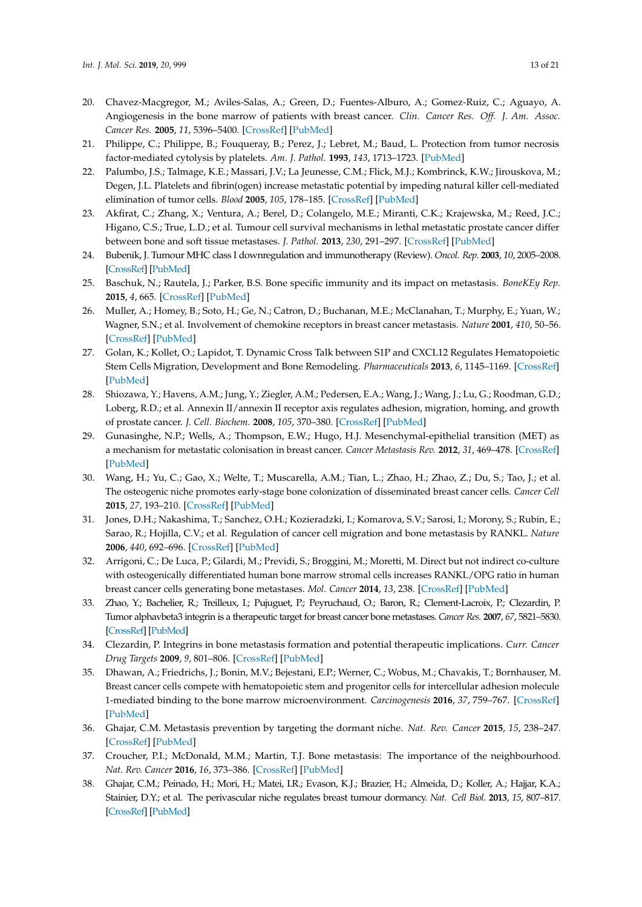20. Chavez-Macgregor, M.; Aviles-Salas, A.; Green, D.; Fuentes-Alburo, A.; Gomez-Ruiz, C.; Aguayo, A. Angiogenesis in the bone marrow of patients with breast cancer. *Clin. Cancer Res. Off. J. Am. Assoc. Cancer Res.* **2005**, *11*, 5396–5400. [CrossRef] [PubMed]
21. Philippe, C.; Philippe, B.; Fouqueray, B.; Perez, J.; Lebret, M.; Baud, L. Protection from tumor necrosis factor-mediated cytolysis by platelets. *Am. J. Pathol.* **1993**, *143*, 1713–1723. [PubMed]
22. Palumbo, J.S.; Talmage, K.E.; Massari, J.V.; La Jeunesse, C.M.; Flick, M.J.; Kombrinck, K.W.; Jirouskova, M.; Degen, J.L. Platelets and fibrin(ogen) increase metastatic potential by impeding natural killer cell-mediated elimination of tumor cells. *Blood* **2005**, *105*, 178–185. [CrossRef] [PubMed]
23. Akfirat, C.; Zhang, X.; Ventura, A.; Berel, D.; Colangelo, M.E.; Miranti, C.K.; Krajewska, M.; Reed, J.C.; Higano, C.S.; True, L.D.; et al. Tumour cell survival mechanisms in lethal metastatic prostate cancer differ between bone and soft tissue metastases. *J. Pathol.* **2013**, *230*, 291–297. [CrossRef] [PubMed]
24. Bubenik, J. Tumour MHC class I downregulation and immunotherapy (Review). *Oncol. Rep.* **2003**, *10*, 2005–2008. [CrossRef] [PubMed]
25. Baschuk, N.; Rautela, J.; Parker, B.S. Bone specific immunity and its impact on metastasis. *BoneKEy Rep.* **2015**, *4*, 665. [CrossRef] [PubMed]
26. Muller, A.; Homey, B.; Soto, H.; Ge, N.; Catron, D.; Buchanan, M.E.; McClanahan, T.; Murphy, E.; Yuan, W.; Wagner, S.N.; et al. Involvement of chemokine receptors in breast cancer metastasis. *Nature* **2001**, *410*, 50–56. [CrossRef] [PubMed]
27. Golan, K.; Kollet, O.; Lapidot, T. Dynamic Cross Talk between S1P and CXCL12 Regulates Hematopoietic Stem Cells Migration, Development and Bone Remodeling. *Pharmaceuticals* **2013**, *6*, 1145–1169. [CrossRef] [PubMed]
28. Shiozawa, Y.; Havens, A.M.; Jung, Y.; Ziegler, A.M.; Pedersen, E.A.; Wang, J.; Wang, J.; Lu, G.; Roodman, G.D.; Loberg, R.D.; et al. Annexin II/annexin II receptor axis regulates adhesion, migration, homing, and growth of prostate cancer. *J. Cell. Biochem.* **2008**, *105*, 370–380. [CrossRef] [PubMed]
29. Gunasinghe, N.P.; Wells, A.; Thompson, E.W.; Hugo, H.J. Mesenchymal-epithelial transition (MET) as a mechanism for metastatic colonisation in breast cancer. *Cancer Metastasis Rev.* **2012**, *31*, 469–478. [CrossRef] [PubMed]
30. Wang, H.; Yu, C.; Gao, X.; Welte, T.; Muscarella, A.M.; Tian, L.; Zhao, H.; Zhao, Z.; Du, S.; Tao, J.; et al. The osteogenic niche promotes early-stage bone colonization of disseminated breast cancer cells. *Cancer Cell* **2015**, *27*, 193–210. [CrossRef] [PubMed]
31. Jones, D.H.; Nakashima, T.; Sanchez, O.H.; Kozieradzki, I.; Komarova, S.V.; Sarosi, I.; Morony, S.; Rubin, E.; Sarao, R.; Hojilla, C.V.; et al. Regulation of cancer cell migration and bone metastasis by RANKL. *Nature* **2006**, *440*, 692–696. [CrossRef] [PubMed]
32. Arrigoni, C.; De Luca, P.; Gilardi, M.; Previdi, S.; Broggini, M.; Moretti, M. Direct but not indirect co-culture with osteogenically differentiated human bone marrow stromal cells increases RANKL/OPG ratio in human breast cancer cells generating bone metastases. *Mol. Cancer* **2014**, *13*, 238. [CrossRef] [PubMed]
33. Zhao, Y.; Bachelier, R.; Treilleux, I.; Pujuguet, P.; Peyruchaud, O.; Baron, R.; Clement-Lacroix, P.; Clezardin, P. Tumor alphavbeta3 integrin is a therapeutic target for breast cancer bone metastases. *Cancer Res.* **2007**, *67*, 5821–5830. [CrossRef] [PubMed]
34. Clezardin, P. Integrins in bone metastasis formation and potential therapeutic implications. *Curr. Cancer Drug Targets* **2009**, *9*, 801–806. [CrossRef] [PubMed]
35. Dhawan, A.; Friedrichs, J.; Bonin, M.V.; Bejestani, E.P.; Werner, C.; Wobus, M.; Chavakis, T.; Bornhauser, M. Breast cancer cells compete with hematopoietic stem and progenitor cells for intercellular adhesion molecule 1-mediated binding to the bone marrow microenvironment. *Carcinogenesis* **2016**, *37*, 759–767. [CrossRef] [PubMed]
36. Ghajar, C.M. Metastasis prevention by targeting the dormant niche. *Nat. Rev. Cancer* **2015**, *15*, 238–247. [CrossRef] [PubMed]
37. Croucher, P.I.; McDonald, M.M.; Martin, T.J. Bone metastasis: The importance of the neighbourhood. *Nat. Rev. Cancer* **2016**, *16*, 373–386. [CrossRef] [PubMed]
38. Ghajar, C.M.; Peinado, H.; Mori, H.; Matei, I.R.; Evason, K.J.; Brazier, H.; Almeida, D.; Koller, A.; Hajjar, K.A.; Stainier, D.Y.; et al. The perivascular niche regulates breast tumour dormancy. *Nat. Cell Biol.* **2013**, *15*, 807–817. [CrossRef] [PubMed]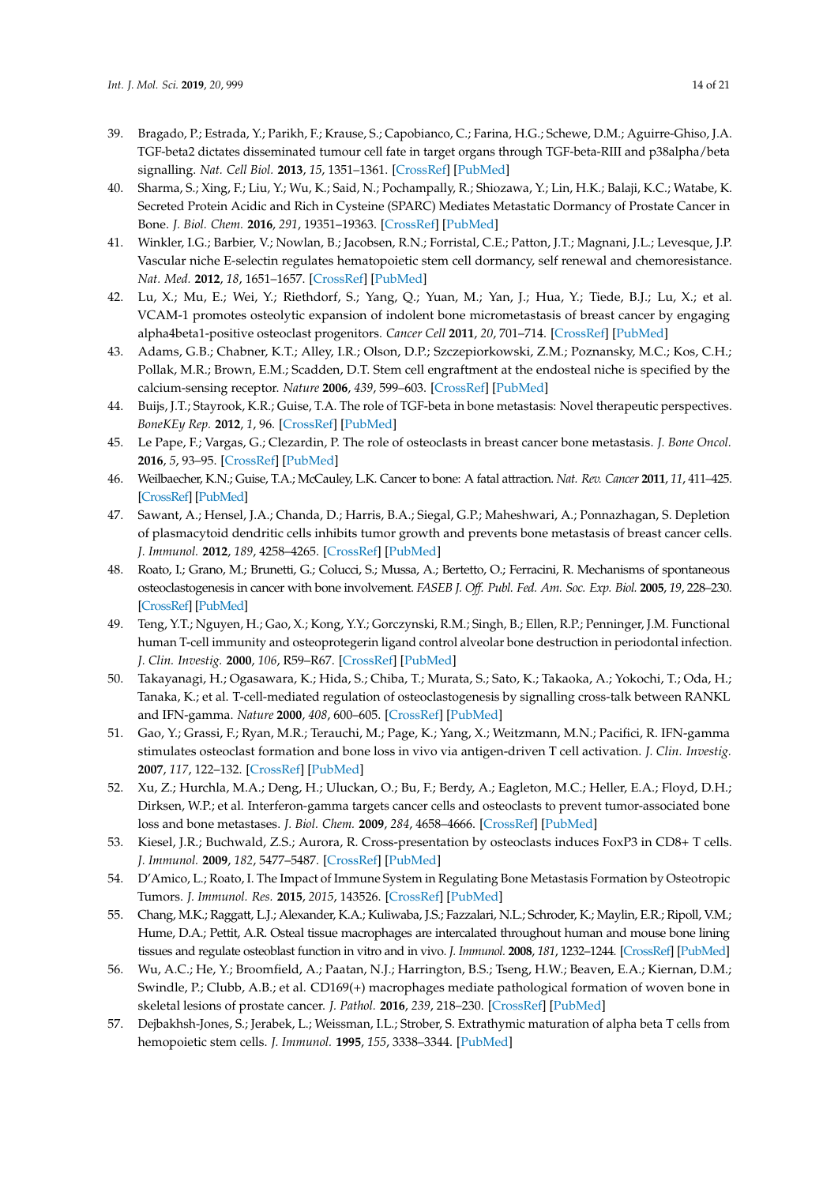39. Bragado, P.; Estrada, Y.; Parikh, F.; Krause, S.; Capobianco, C.; Farina, H.G.; Schewe, D.M.; Aguirre-Ghiso, J.A. TGF-beta2 dictates disseminated tumour cell fate in target organs through TGF-beta-RIII and p38alpha/beta signalling. *Nat. Cell Biol.* **2013**, *15*, 1351–1361. [CrossRef] [PubMed]
40. Sharma, S.; Xing, F.; Liu, Y.; Wu, K.; Said, N.; Pochampally, R.; Shiozawa, Y.; Lin, H.K.; Balaji, K.C.; Watabe, K. Secreted Protein Acidic and Rich in Cysteine (SPARC) Mediates Metastatic Dormancy of Prostate Cancer in Bone. *J. Biol. Chem.* **2016**, *291*, 19351–19363. [CrossRef] [PubMed]
41. Winkler, I.G.; Barbier, V.; Nowlan, B.; Jacobsen, R.N.; Forristal, C.E.; Patton, J.T.; Magnani, J.L.; Levesque, J.P. Vascular niche E-selectin regulates hematopoietic stem cell dormancy, self renewal and chemoresistance. *Nat. Med.* **2012**, *18*, 1651–1657. [CrossRef] [PubMed]
42. Lu, X.; Mu, E.; Wei, Y.; Riethdorf, S.; Yang, Q.; Yuan, M.; Yan, J.; Hua, Y.; Tiede, B.J.; Lu, X.; et al. VCAM-1 promotes osteolytic expansion of indolent bone micrometastasis of breast cancer by engaging alpha4beta1-positive osteoclast progenitors. *Cancer Cell* **2011**, *20*, 701–714. [CrossRef] [PubMed]
43. Adams, G.B.; Chabner, K.T.; Alley, I.R.; Olson, D.P.; Szczepiorkowski, Z.M.; Poznansky, M.C.; Kos, C.H.; Pollak, M.R.; Brown, E.M.; Scadden, D.T. Stem cell engraftment at the endosteal niche is specified by the calcium-sensing receptor. *Nature* **2006**, *439*, 599–603. [CrossRef] [PubMed]
44. Buijs, J.T.; Stayrook, K.R.; Guise, T.A. The role of TGF-beta in bone metastasis: Novel therapeutic perspectives. *BoneKEy Rep.* **2012**, *1*, 96. [CrossRef] [PubMed]
45. Le Pape, F.; Vargas, G.; Clezardin, P. The role of osteoclasts in breast cancer bone metastasis. *J. Bone Oncol.* **2016**, *5*, 93–95. [CrossRef] [PubMed]
46. Weilbaecher, K.N.; Guise, T.A.; McCauley, L.K. Cancer to bone: A fatal attraction. *Nat. Rev. Cancer* **2011**, *11*, 411–425. [CrossRef] [PubMed]
47. Sawant, A.; Hensel, J.A.; Chanda, D.; Harris, B.A.; Siegal, G.P.; Maheshwari, A.; Ponnazhagan, S. Depletion of plasmacytoid dendritic cells inhibits tumor growth and prevents bone metastasis of breast cancer cells. *J. Immunol.* **2012**, *189*, 4258–4265. [CrossRef] [PubMed]
48. Roato, I.; Grano, M.; Brunetti, G.; Colucci, S.; Mussa, A.; Bertetto, O.; Ferracini, R. Mechanisms of spontaneous osteoclastogenesis in cancer with bone involvement. *FASEB J. Off. Publ. Fed. Am. Soc. Exp. Biol.* **2005**, *19*, 228–230. [CrossRef] [PubMed]
49. Teng, Y.T.; Nguyen, H.; Gao, X.; Kong, Y.Y.; Gorczynski, R.M.; Singh, B.; Ellen, R.P.; Penninger, J.M. Functional human T-cell immunity and osteoprotegerin ligand control alveolar bone destruction in periodontal infection. *J. Clin. Investig.* **2000**, *106*, R59–R67. [CrossRef] [PubMed]
50. Takayanagi, H.; Ogasawara, K.; Hida, S.; Chiba, T.; Murata, S.; Sato, K.; Takaoka, A.; Yokochi, T.; Oda, H.; Tanaka, K.; et al. T-cell-mediated regulation of osteoclastogenesis by signalling cross-talk between RANKL and IFN-gamma. *Nature* **2000**, *408*, 600–605. [CrossRef] [PubMed]
51. Gao, Y.; Grassi, F.; Ryan, M.R.; Terauchi, M.; Page, K.; Yang, X.; Weitzmann, M.N.; Pacifici, R. IFN-gamma stimulates osteoclast formation and bone loss in vivo via antigen-driven T cell activation. *J. Clin. Investig.* **2007**, *117*, 122–132. [CrossRef] [PubMed]
52. Xu, Z.; Hurchla, M.A.; Deng, H.; Uluckan, O.; Bu, F.; Berdy, A.; Eagleton, M.C.; Heller, E.A.; Floyd, D.H.; Dirksen, W.P.; et al. Interferon-gamma targets cancer cells and osteoclasts to prevent tumor-associated bone loss and bone metastases. *J. Biol. Chem.* **2009**, *284*, 4658–4666. [CrossRef] [PubMed]
53. Kiesel, J.R.; Buchwald, Z.S.; Aurora, R. Cross-presentation by osteoclasts induces FoxP3 in CD8+ T cells. *J. Immunol.* **2009**, *182*, 5477–5487. [CrossRef] [PubMed]
54. D'Amico, L.; Roato, I. The Impact of Immune System in Regulating Bone Metastasis Formation by Osteotropic Tumors. *J. Immunol. Res.* **2015**, *2015*, 143526. [CrossRef] [PubMed]
55. Chang, M.K.; Raggatt, L.J.; Alexander, K.A.; Kuliwaba, J.S.; Fazzalari, N.L.; Schroder, K.; Maylin, E.R.; Ripoll, V.M.; Hume, D.A.; Pettit, A.R. Osteal tissue macrophages are intercalated throughout human and mouse bone lining tissues and regulate osteoblast function in vitro and in vivo. *J. Immunol.* **2008**, *181*, 1232–1244. [CrossRef] [PubMed]
56. Wu, A.C.; He, Y.; Broomfield, A.; Paatan, N.J.; Harrington, B.S.; Tseng, H.W.; Beaven, E.A.; Kiernan, D.M.; Swindle, P.; Clubb, A.B.; et al. CD169(+) macrophages mediate pathological formation of woven bone in skeletal lesions of prostate cancer. *J. Pathol.* **2016**, *239*, 218–230. [CrossRef] [PubMed]
57. Dejbakhsh-Jones, S.; Jerabek, L.; Weissman, I.L.; Strober, S. Extrathymic maturation of alpha beta T cells from hemopoietic stem cells. *J. Immunol.* **1995**, *155*, 3338–3344. [PubMed]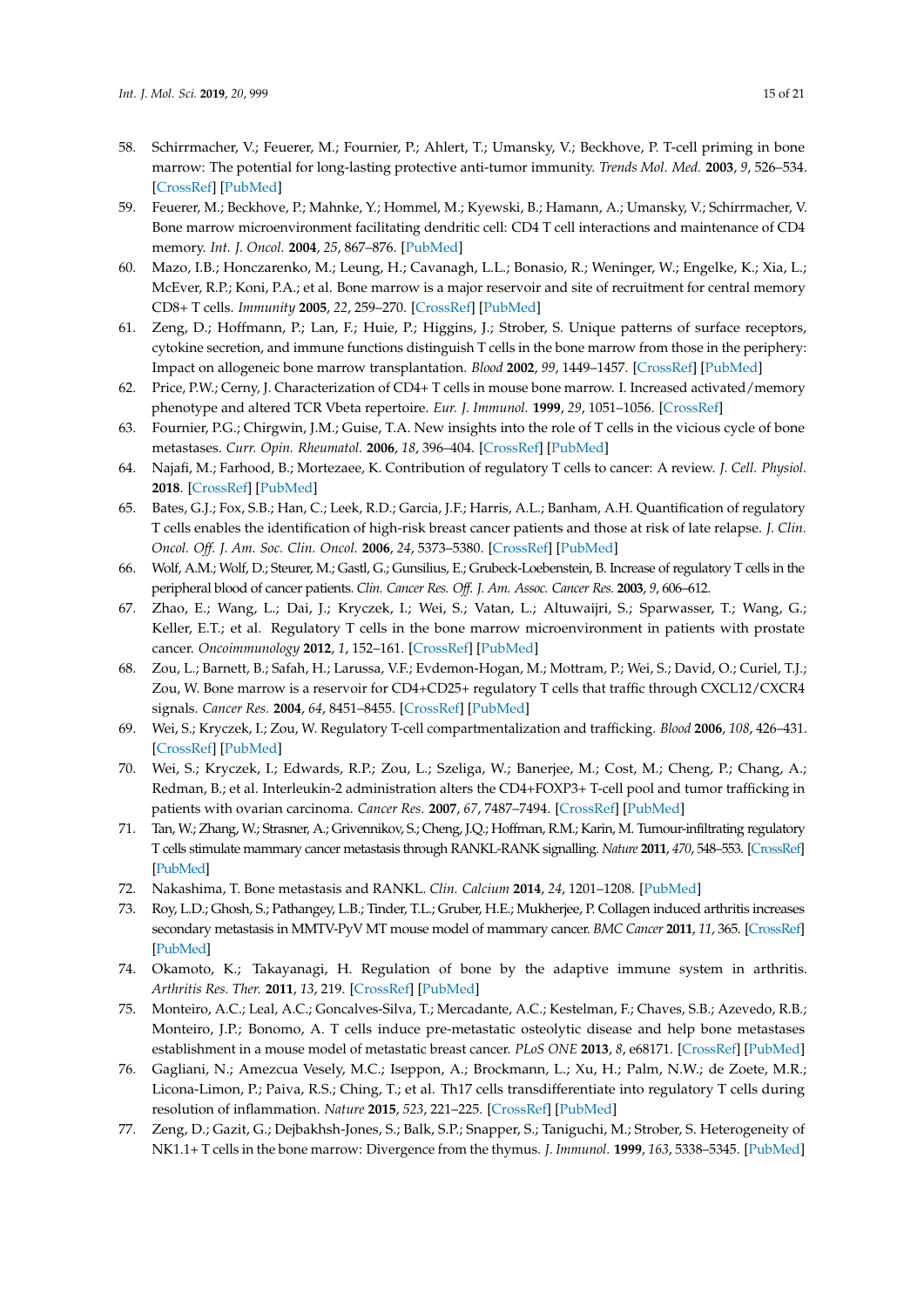58. Schirrmacher, V.; Feuerer, M.; Fournier, P.; Ahlert, T.; Umansky, V.; Beckhove, P. T-cell priming in bone marrow: The potential for long-lasting protective anti-tumor immunity. *Trends Mol. Med.* **2003**, *9*, 526–534. [CrossRef] [PubMed]
59. Feuerer, M.; Beckhove, P.; Mahnke, Y.; Hommel, M.; Kyewski, B.; Hamann, A.; Umansky, V.; Schirrmacher, V. Bone marrow microenvironment facilitating dendritic cell: CD4 T cell interactions and maintenance of CD4 memory. *Int. J. Oncol.* **2004**, *25*, 867–876. [PubMed]
60. Mazo, I.B.; Honczarenko, M.; Leung, H.; Cavanagh, L.L.; Bonasio, R.; Weninger, W.; Engelke, K.; Xia, L.; McEver, R.P.; Koni, P.A.; et al. Bone marrow is a major reservoir and site of recruitment for central memory CD8+ T cells. *Immunity* **2005**, *22*, 259–270. [CrossRef] [PubMed]
61. Zeng, D.; Hoffmann, P.; Lan, F.; Huie, P.; Higgins, J.; Strober, S. Unique patterns of surface receptors, cytokine secretion, and immune functions distinguish T cells in the bone marrow from those in the periphery: Impact on allogeneic bone marrow transplantation. *Blood* **2002**, *99*, 1449–1457. [CrossRef] [PubMed]
62. Price, P.W.; Cerny, J. Characterization of CD4+ T cells in mouse bone marrow. I. Increased activated/memory phenotype and altered TCR Vbeta repertoire. *Eur. J. Immunol.* **1999**, *29*, 1051–1056. [CrossRef]
63. Fournier, P.G.; Chirgwin, J.M.; Guise, T.A. New insights into the role of T cells in the vicious cycle of bone metastases. *Curr. Opin. Rheumatol.* **2006**, *18*, 396–404. [CrossRef] [PubMed]
64. Najafi, M.; Farhood, B.; Mortezaee, K. Contribution of regulatory T cells to cancer: A review. *J. Cell. Physiol.* **2018**. [CrossRef] [PubMed]
65. Bates, G.J.; Fox, S.B.; Han, C.; Leek, R.D.; Garcia, J.F.; Harris, A.L.; Banham, A.H. Quantification of regulatory T cells enables the identification of high-risk breast cancer patients and those at risk of late relapse. *J. Clin. Oncol. Off. J. Am. Soc. Clin. Oncol.* **2006**, *24*, 5373–5380. [CrossRef] [PubMed]
66. Wolf, A.M.; Wolf, D.; Steurer, M.; Gastl, G.; Gunsilius, E.; Grubeck-Loebenstein, B. Increase of regulatory T cells in the peripheral blood of cancer patients. *Clin. Cancer Res. Off. J. Am. Assoc. Cancer Res.* **2003**, *9*, 606–612.
67. Zhao, E.; Wang, L.; Dai, J.; Kryczek, I.; Wei, S.; Vatan, L.; Altuwaijri, S.; Sparwasser, T.; Wang, G.; Keller, E.T.; et al. Regulatory T cells in the bone marrow microenvironment in patients with prostate cancer. *Oncoimmunology* **2012**, *1*, 152–161. [CrossRef] [PubMed]
68. Zou, L.; Barnett, B.; Safah, H.; Larussa, V.F.; Evdemon-Hogan, M.; Mottram, P.; Wei, S.; David, O.; Curiel, T.J.; Zou, W. Bone marrow is a reservoir for CD4+CD25+ regulatory T cells that traffic through CXCL12/CXCR4 signals. *Cancer Res.* **2004**, *64*, 8451–8455. [CrossRef] [PubMed]
69. Wei, S.; Kryczek, I.; Zou, W. Regulatory T-cell compartmentalization and trafficking. *Blood* **2006**, *108*, 426–431. [CrossRef] [PubMed]
70. Wei, S.; Kryczek, I.; Edwards, R.P.; Zou, L.; Szeliga, W.; Banerjee, M.; Cost, M.; Cheng, P.; Chang, A.; Redman, B.; et al. Interleukin-2 administration alters the CD4+FOXP3+ T-cell pool and tumor trafficking in patients with ovarian carcinoma. *Cancer Res.* **2007**, *67*, 7487–7494. [CrossRef] [PubMed]
71. Tan, W.; Zhang, W.; Strasner, A.; Grivennikov, S.; Cheng, J.Q.; Hoffman, R.M.; Karin, M. Tumour-infiltrating regulatory T cells stimulate mammary cancer metastasis through RANKL-RANK signalling. *Nature* **2011**, *470*, 548–553. [CrossRef] [PubMed]
72. Nakashima, T. Bone metastasis and RANKL. *Clin. Calcium* **2014**, *24*, 1201–1208. [PubMed]
73. Roy, L.D.; Ghosh, S.; Pathangey, L.B.; Tinder, T.L.; Gruber, H.E.; Mukherjee, P. Collagen induced arthritis increases secondary metastasis in MMTV-PyV MT mouse model of mammary cancer. *BMC Cancer* **2011**, *11*, 365. [CrossRef] [PubMed]
74. Okamoto, K.; Takayanagi, H. Regulation of bone by the adaptive immune system in arthritis. *Arthritis Res. Ther.* **2011**, *13*, 219. [CrossRef] [PubMed]
75. Monteiro, A.C.; Leal, A.C.; Goncalves-Silva, T.; Mercadante, A.C.; Kestelman, F.; Chaves, S.B.; Azevedo, R.B.; Monteiro, J.P.; Bonomo, A. T cells induce pre-metastatic osteolytic disease and help bone metastases establishment in a mouse model of metastatic breast cancer. *PLoS ONE* **2013**, *8*, e68171. [CrossRef] [PubMed]
76. Gagliani, N.; Amezcua Vesely, M.C.; Iseppon, A.; Brockmann, L.; Xu, H.; Palm, N.W.; de Zoete, M.R.; Licona-Limon, P.; Paiva, R.S.; Ching, T.; et al. Th17 cells transdifferentiate into regulatory T cells during resolution of inflammation. *Nature* **2015**, *523*, 221–225. [CrossRef] [PubMed]
77. Zeng, D.; Gazit, G.; Dejbakhsh-Jones, S.; Balk, S.P.; Snapper, S.; Taniguchi, M.; Strober, S. Heterogeneity of NK1.1+ T cells in the bone marrow: Divergence from the thymus. *J. Immunol.* **1999**, *163*, 5338–5345. [PubMed]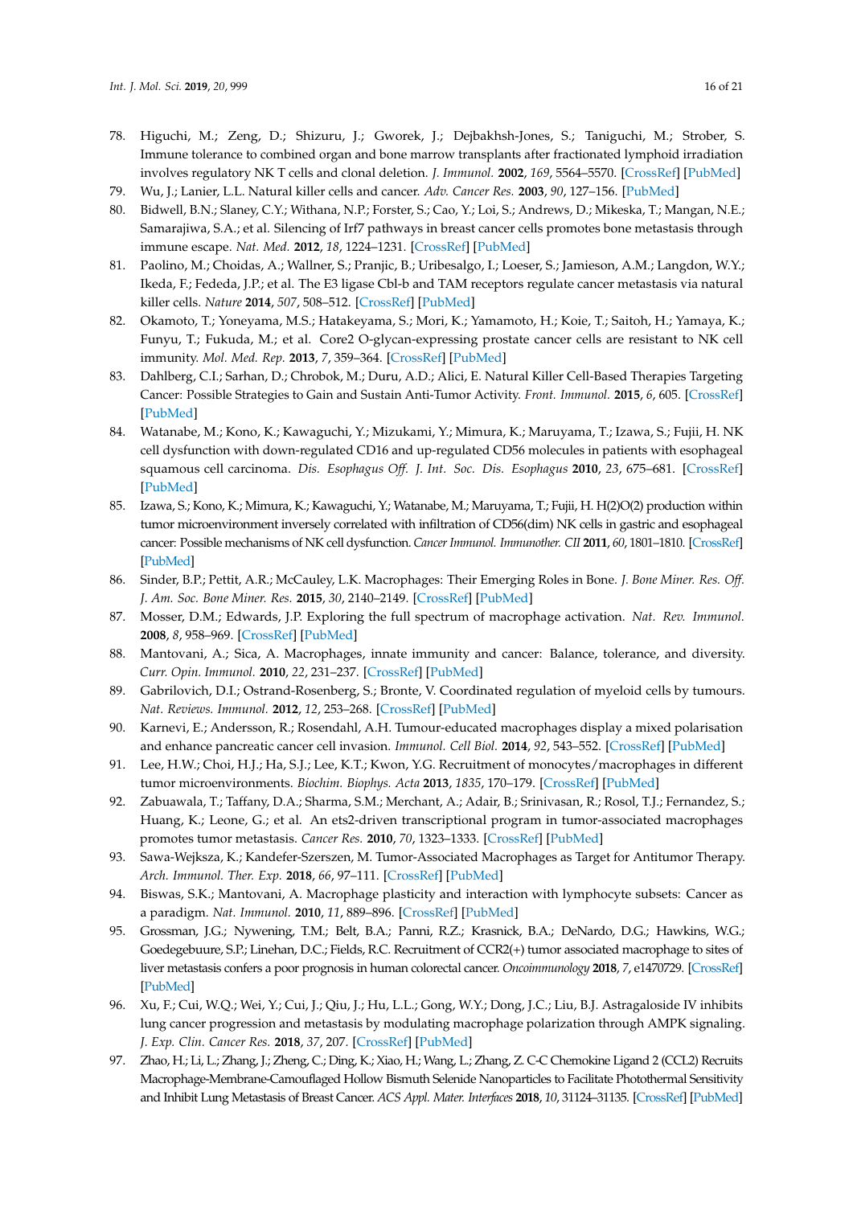78. Higuchi, M.; Zeng, D.; Shizuru, J.; Gworek, J.; Dejbakhsh-Jones, S.; Taniguchi, M.; Strober, S. Immune tolerance to combined organ and bone marrow transplants after fractionated lymphoid irradiation involves regulatory NK T cells and clonal deletion. *J. Immunol.* **2002**, *169*, 5564–5570. [CrossRef] [PubMed]
79. Wu, J.; Lanier, L.L. Natural killer cells and cancer. *Adv. Cancer Res.* **2003**, *90*, 127–156. [PubMed]
80. Bidwell, B.N.; Slaney, C.Y.; Withana, N.P.; Forster, S.; Cao, Y.; Loi, S.; Andrews, D.; Mikeska, T.; Mangan, N.E.; Samarajiwa, S.A.; et al. Silencing of Irf7 pathways in breast cancer cells promotes bone metastasis through immune escape. *Nat. Med.* **2012**, *18*, 1224–1231. [CrossRef] [PubMed]
81. Paolino, M.; Choidas, A.; Wallner, S.; Pranjic, B.; Uribesalgo, I.; Loeser, S.; Jamieson, A.M.; Langdon, W.Y.; Ikeda, F.; Fededa, J.P.; et al. The E3 ligase Cbl-b and TAM receptors regulate cancer metastasis via natural killer cells. *Nature* **2014**, *507*, 508–512. [CrossRef] [PubMed]
82. Okamoto, T.; Yoneyama, M.S.; Hatakeyama, S.; Mori, K.; Yamamoto, H.; Koie, T.; Saitoh, H.; Yamaya, K.; Funyu, T.; Fukuda, M.; et al. Core2 O-glycan-expressing prostate cancer cells are resistant to NK cell immunity. *Mol. Med. Rep.* **2013**, *7*, 359–364. [CrossRef] [PubMed]
83. Dahlberg, C.I.; Sarhan, D.; Chrobok, M.; Duru, A.D.; Alici, E. Natural Killer Cell-Based Therapies Targeting Cancer: Possible Strategies to Gain and Sustain Anti-Tumor Activity. *Front. Immunol.* **2015**, *6*, 605. [CrossRef] [PubMed]
84. Watanabe, M.; Kono, K.; Kawaguchi, Y.; Mizukami, Y.; Mimura, K.; Maruyama, T.; Izawa, S.; Fujii, H. NK cell dysfunction with down-regulated CD16 and up-regulated CD56 molecules in patients with esophageal squamous cell carcinoma. *Dis. Esophagus Off. J. Int. Soc. Dis. Esophagus* **2010**, *23*, 675–681. [CrossRef] [PubMed]
85. Izawa, S.; Kono, K.; Mimura, K.; Kawaguchi, Y.; Watanabe, M.; Maruyama, T.; Fujii, H. H(2)O(2) production within tumor microenvironment inversely correlated with infiltration of CD56(dim) NK cells in gastric and esophageal cancer: Possible mechanisms of NK cell dysfunction. *Cancer Immunol. Immunother. CII* **2011**, *60*, 1801–1810. [CrossRef] [PubMed]
86. Sinder, B.P.; Pettit, A.R.; McCauley, L.K. Macrophages: Their Emerging Roles in Bone. *J. Bone Miner. Res. Off. J. Am. Soc. Bone Miner. Res.* **2015**, *30*, 2140–2149. [CrossRef] [PubMed]
87. Mosser, D.M.; Edwards, J.P. Exploring the full spectrum of macrophage activation. *Nat. Rev. Immunol.* **2008**, *8*, 958–969. [CrossRef] [PubMed]
88. Mantovani, A.; Sica, A. Macrophages, innate immunity and cancer: Balance, tolerance, and diversity. *Curr. Opin. Immunol.* **2010**, *22*, 231–237. [CrossRef] [PubMed]
89. Gabrilovich, D.I.; Ostrand-Rosenberg, S.; Bronte, V. Coordinated regulation of myeloid cells by tumours. *Nat. Reviews. Immunol.* **2012**, *12*, 253–268. [CrossRef] [PubMed]
90. Karnevi, E.; Andersson, R.; Rosendahl, A.H. Tumour-educated macrophages display a mixed polarisation and enhance pancreatic cancer cell invasion. *Immunol. Cell Biol.* **2014**, *92*, 543–552. [CrossRef] [PubMed]
91. Lee, H.W.; Choi, H.J.; Ha, S.J.; Lee, K.T.; Kwon, Y.G. Recruitment of monocytes/macrophages in different tumor microenvironments. *Biochim. Biophys. Acta* **2013**, *1835*, 170–179. [CrossRef] [PubMed]
92. Zabuawala, T.; Taffany, D.A.; Sharma, S.M.; Merchant, A.; Adair, B.; Srinivasan, R.; Rosol, T.J.; Fernandez, S.; Huang, K.; Leone, G.; et al. An ets2-driven transcriptional program in tumor-associated macrophages promotes tumor metastasis. *Cancer Res.* **2010**, *70*, 1323–1333. [CrossRef] [PubMed]
93. Sawa-Wejksza, K.; Kandefer-Szerszen, M. Tumor-Associated Macrophages as Target for Antitumor Therapy. *Arch. Immunol. Ther. Exp.* **2018**, *66*, 97–111. [CrossRef] [PubMed]
94. Biswas, S.K.; Mantovani, A. Macrophage plasticity and interaction with lymphocyte subsets: Cancer as a paradigm. *Nat. Immunol.* **2010**, *11*, 889–896. [CrossRef] [PubMed]
95. Grossman, J.G.; Nywening, T.M.; Belt, B.A.; Panni, R.Z.; Krasnick, B.A.; DeNardo, D.G.; Hawkins, W.G.; Goedegebuure, S.P.; Linehan, D.C.; Fields, R.C. Recruitment of CCR2(+) tumor associated macrophage to sites of liver metastasis confers a poor prognosis in human colorectal cancer. *Oncoimmunology* **2018**, *7*, e1470729. [CrossRef] [PubMed]
96. Xu, F.; Cui, W.Q.; Wei, Y.; Cui, J.; Qiu, J.; Hu, L.L.; Gong, W.Y.; Dong, J.C.; Liu, B.J. Astragaloside IV inhibits lung cancer progression and metastasis by modulating macrophage polarization through AMPK signaling. *J. Exp. Clin. Cancer Res.* **2018**, *37*, 207. [CrossRef] [PubMed]
97. Zhao, H.; Li, L.; Zhang, J.; Zheng, C.; Ding, K.; Xiao, H.; Wang, L.; Zhang, Z. C-C Chemokine Ligand 2 (CCL2) Recruits Macrophage-Membrane-Camouflaged Hollow Bismuth Selenide Nanoparticles to Facilitate Photothermal Sensitivity and Inhibit Lung Metastasis of Breast Cancer. *ACS Appl. Mater. Interfaces* **2018**, *10*, 31124–31135. [CrossRef] [PubMed]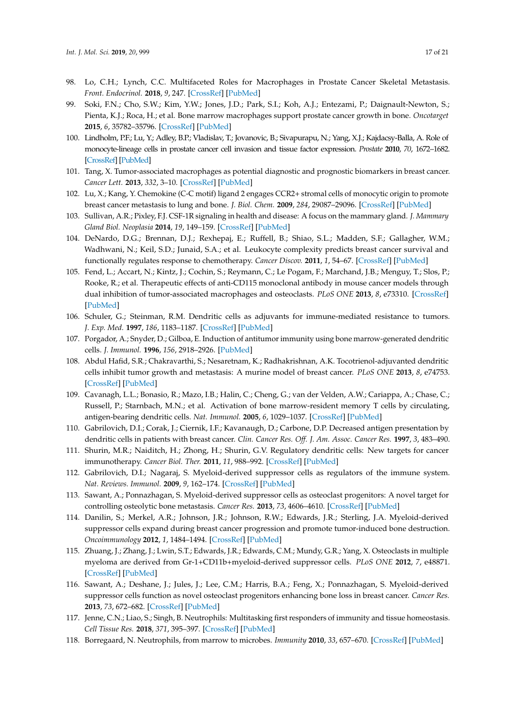98. Lo, C.H.; Lynch, C.C. Multifaceted Roles for Macrophages in Prostate Cancer Skeletal Metastasis. *Front. Endocrinol.* **2018**, *9*, 247. [CrossRef] [PubMed]
99. Soki, F.N.; Cho, S.W.; Kim, Y.W.; Jones, J.D.; Park, S.I.; Koh, A.J.; Entezami, P.; Daignault-Newton, S.; Pienta, K.J.; Roca, H.; et al. Bone marrow macrophages support prostate cancer growth in bone. *Oncotarget* **2015**, *6*, 35782–35796. [CrossRef] [PubMed]
100. Lindholm, P.F.; Lu, Y.; Adley, B.P.; Vladislav, T.; Jovanovic, B.; Sivapurapu, N.; Yang, X.J.; Kajdacsy-Balla, A. Role of monocyte-lineage cells in prostate cancer cell invasion and tissue factor expression. *Prostate* **2010**, *70*, 1672–1682. [CrossRef] [PubMed]
101. Tang, X. Tumor-associated macrophages as potential diagnostic and prognostic biomarkers in breast cancer. *Cancer Lett.* **2013**, *332*, 3–10. [CrossRef] [PubMed]
102. Lu, X.; Kang, Y. Chemokine (C-C motif) ligand 2 engages CCR2+ stromal cells of monocytic origin to promote breast cancer metastasis to lung and bone. *J. Biol. Chem.* **2009**, *284*, 29087–29096. [CrossRef] [PubMed]
103. Sullivan, A.R.; Pixley, F.J. CSF-1R signaling in health and disease: A focus on the mammary gland. *J. Mammary Gland Biol. Neoplasia* **2014**, *19*, 149–159. [CrossRef] [PubMed]
104. DeNardo, D.G.; Brennan, D.J.; Rexhepaj, E.; Ruffell, B.; Shiao, S.L.; Madden, S.F.; Gallagher, W.M.; Wadhwani, N.; Keil, S.D.; Junaid, S.A.; et al. Leukocyte complexity predicts breast cancer survival and functionally regulates response to chemotherapy. *Cancer Discov.* **2011**, *1*, 54–67. [CrossRef] [PubMed]
105. Fend, L.; Accart, N.; Kintz, J.; Cochin, S.; Reymann, C.; Le Pogam, F.; Marchand, J.B.; Menguy, T.; Slos, P.; Rooke, R.; et al. Therapeutic effects of anti-CD115 monoclonal antibody in mouse cancer models through dual inhibition of tumor-associated macrophages and osteoclasts. *PLoS ONE* **2013**, *8*, e73310. [CrossRef] [PubMed]
106. Schuler, G.; Steinman, R.M. Dendritic cells as adjuvants for immune-mediated resistance to tumors. *J. Exp. Med.* **1997**, *186*, 1183–1187. [CrossRef] [PubMed]
107. Porgador, A.; Snyder, D.; Gilboa, E. Induction of antitumor immunity using bone marrow-generated dendritic cells. *J. Immunol.* **1996**, *156*, 2918–2926. [PubMed]
108. Abdul Hafid, S.R.; Chakravarthi, S.; Nesaretnam, K.; Radhakrishnan, A.K. Tocotrienol-adjuvanted dendritic cells inhibit tumor growth and metastasis: A murine model of breast cancer. *PLoS ONE* **2013**, *8*, e74753. [CrossRef] [PubMed]
109. Cavanagh, L.L.; Bonasio, R.; Mazo, I.B.; Halin, C.; Cheng, G.; van der Velden, A.W.; Cariappa, A.; Chase, C.; Russell, P.; Starnbach, M.N.; et al. Activation of bone marrow-resident memory T cells by circulating, antigen-bearing dendritic cells. *Nat. Immunol.* **2005**, *6*, 1029–1037. [CrossRef] [PubMed]
110. Gabrilovich, D.I.; Corak, J.; Ciernik, I.F.; Kavanaugh, D.; Carbone, D.P. Decreased antigen presentation by dendritic cells in patients with breast cancer. *Clin. Cancer Res. Off. J. Am. Assoc. Cancer Res.* **1997**, *3*, 483–490.
111. Shurin, M.R.; Naiditch, H.; Zhong, H.; Shurin, G.V. Regulatory dendritic cells: New targets for cancer immunotherapy. *Cancer Biol. Ther.* **2011**, *11*, 988–992. [CrossRef] [PubMed]
112. Gabrilovich, D.I.; Nagaraj, S. Myeloid-derived suppressor cells as regulators of the immune system. *Nat. Reviews. Immunol.* **2009**, *9*, 162–174. [CrossRef] [PubMed]
113. Sawant, A.; Ponnazhagan, S. Myeloid-derived suppressor cells as osteoclast progenitors: A novel target for controlling osteolytic bone metastasis. *Cancer Res.* **2013**, *73*, 4606–4610. [CrossRef] [PubMed]
114. Danilin, S.; Merkel, A.R.; Johnson, J.R.; Johnson, R.W.; Edwards, J.R.; Sterling, J.A. Myeloid-derived suppressor cells expand during breast cancer progression and promote tumor-induced bone destruction. *Oncoimmunology* **2012**, *1*, 1484–1494. [CrossRef] [PubMed]
115. Zhuang, J.; Zhang, J.; Lwin, S.T.; Edwards, J.R.; Edwards, C.M.; Mundy, G.R.; Yang, X. Osteoclasts in multiple myeloma are derived from Gr-1+CD11b+myeloid-derived suppressor cells. *PLoS ONE* **2012**, *7*, e48871. [CrossRef] [PubMed]
116. Sawant, A.; Deshane, J.; Jules, J.; Lee, C.M.; Harris, B.A.; Feng, X.; Ponnazhagan, S. Myeloid-derived suppressor cells function as novel osteoclast progenitors enhancing bone loss in breast cancer. *Cancer Res.* **2013**, *73*, 672–682. [CrossRef] [PubMed]
117. Jenne, C.N.; Liao, S.; Singh, B. Neutrophils: Multitasking first responders of immunity and tissue homeostasis. *Cell Tissue Res.* **2018**, *371*, 395–397. [CrossRef] [PubMed]
118. Borregaard, N. Neutrophils, from marrow to microbes. *Immunity* **2010**, *33*, 657–670. [CrossRef] [PubMed]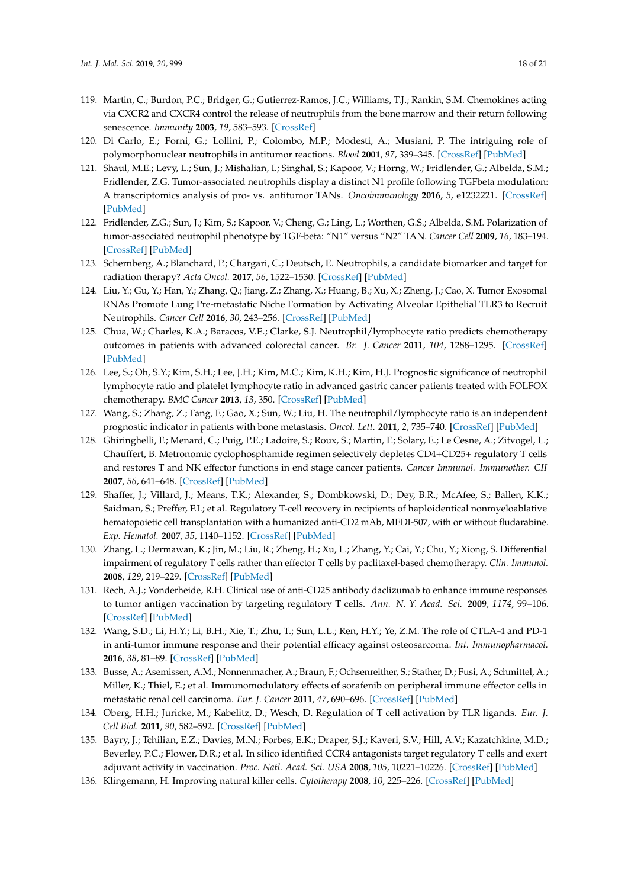119. Martin, C.; Burdon, P.C.; Bridger, G.; Gutierrez-Ramos, J.C.; Williams, T.J.; Rankin, S.M. Chemokines acting via CXCR2 and CXCR4 control the release of neutrophils from the bone marrow and their return following senescence. *Immunity* **2003**, *19*, 583–593. [CrossRef]
120. Di Carlo, E.; Forni, G.; Lollini, P.; Colombo, M.P.; Modesti, A.; Musiani, P. The intriguing role of polymorphonuclear neutrophils in antitumor reactions. *Blood* **2001**, *97*, 339–345. [CrossRef] [PubMed]
121. Shaul, M.E.; Levy, L.; Sun, J.; Mishalian, I.; Singhal, S.; Kapoor, V.; Horng, W.; Fridlender, G.; Albelda, S.M.; Fridlender, Z.G. Tumor-associated neutrophils display a distinct N1 profile following TGFbeta modulation: A transcriptomics analysis of pro- vs. antitumor TANs. *Oncoimmunology* **2016**, *5*, e1232221. [CrossRef] [PubMed]
122. Fridlender, Z.G.; Sun, J.; Kim, S.; Kapoor, V.; Cheng, G.; Ling, L.; Worthen, G.S.; Albelda, S.M. Polarization of tumor-associated neutrophil phenotype by TGF-beta: "N1" versus "N2" TAN. *Cancer Cell* **2009**, *16*, 183–194. [CrossRef] [PubMed]
123. Schernberg, A.; Blanchard, P.; Chargari, C.; Deutsch, E. Neutrophils, a candidate biomarker and target for radiation therapy? *Acta Oncol.* **2017**, *56*, 1522–1530. [CrossRef] [PubMed]
124. Liu, Y.; Gu, Y.; Han, Y.; Zhang, Q.; Jiang, Z.; Zhang, X.; Huang, B.; Xu, X.; Zheng, J.; Cao, X. Tumor Exosomal RNAs Promote Lung Pre-metastatic Niche Formation by Activating Alveolar Epithelial TLR3 to Recruit Neutrophils. *Cancer Cell* **2016**, *30*, 243–256. [CrossRef] [PubMed]
125. Chua, W.; Charles, K.A.; Baracos, V.E.; Clarke, S.J. Neutrophil/lymphocyte ratio predicts chemotherapy outcomes in patients with advanced colorectal cancer. *Br. J. Cancer* **2011**, *104*, 1288–1295. [CrossRef] [PubMed]
126. Lee, S.; Oh, S.Y.; Kim, S.H.; Lee, J.H.; Kim, M.C.; Kim, K.H.; Kim, H.J. Prognostic significance of neutrophil lymphocyte ratio and platelet lymphocyte ratio in advanced gastric cancer patients treated with FOLFOX chemotherapy. *BMC Cancer* **2013**, *13*, 350. [CrossRef] [PubMed]
127. Wang, S.; Zhang, Z.; Fang, F.; Gao, X.; Sun, W.; Liu, H. The neutrophil/lymphocyte ratio is an independent prognostic indicator in patients with bone metastasis. *Oncol. Lett.* **2011**, *2*, 735–740. [CrossRef] [PubMed]
128. Ghiringhelli, F.; Menard, C.; Puig, P.E.; Ladoire, S.; Roux, S.; Martin, F.; Solary, E.; Le Cesne, A.; Zitvogel, L.; Chauffert, B. Metronomic cyclophosphamide regimen selectively depletes CD4+CD25+ regulatory T cells and restores T and NK effector functions in end stage cancer patients. *Cancer Immunol. Immunother. CII* **2007**, *56*, 641–648. [CrossRef] [PubMed]
129. Shaffer, J.; Villard, J.; Means, T.K.; Alexander, S.; Dombkowski, D.; Dey, B.R.; McAfee, S.; Ballen, K.K.; Saidman, S.; Preffer, F.I.; et al. Regulatory T-cell recovery in recipients of haploidentical nonmyeloablative hematopoietic cell transplantation with a humanized anti-CD2 mAb, MEDI-507, with or without fludarabine. *Exp. Hematol.* **2007**, *35*, 1140–1152. [CrossRef] [PubMed]
130. Zhang, L.; Dermawan, K.; Jin, M.; Liu, R.; Zheng, H.; Xu, L.; Zhang, Y.; Cai, Y.; Chu, Y.; Xiong, S. Differential impairment of regulatory T cells rather than effector T cells by paclitaxel-based chemotherapy. *Clin. Immunol.* **2008**, *129*, 219–229. [CrossRef] [PubMed]
131. Rech, A.J.; Vonderheide, R.H. Clinical use of anti-CD25 antibody daclizumab to enhance immune responses to tumor antigen vaccination by targeting regulatory T cells. *Ann. N. Y. Acad. Sci.* **2009**, *1174*, 99–106. [CrossRef] [PubMed]
132. Wang, S.D.; Li, H.Y.; Li, B.H.; Xie, T.; Zhu, T.; Sun, L.L.; Ren, H.Y.; Ye, Z.M. The role of CTLA-4 and PD-1 in anti-tumor immune response and their potential efficacy against osteosarcoma. *Int. Immunopharmacol.* **2016**, *38*, 81–89. [CrossRef] [PubMed]
133. Busse, A.; Asemissen, A.M.; Nonnenmacher, A.; Braun, F.; Ochsenreither, S.; Stather, D.; Fusi, A.; Schmittel, A.; Miller, K.; Thiel, E.; et al. Immunomodulatory effects of sorafenib on peripheral immune effector cells in metastatic renal cell carcinoma. *Eur. J. Cancer* **2011**, *47*, 690–696. [CrossRef] [PubMed]
134. Oberg, H.H.; Juricke, M.; Kabelitz, D.; Wesch, D. Regulation of T cell activation by TLR ligands. *Eur. J. Cell Biol.* **2011**, *90*, 582–592. [CrossRef] [PubMed]
135. Bayry, J.; Tchilian, E.Z.; Davies, M.N.; Forbes, E.K.; Draper, S.J.; Kaveri, S.V.; Hill, A.V.; Kazatchkine, M.D.; Beverley, P.C.; Flower, D.R.; et al. In silico identified CCR4 antagonists target regulatory T cells and exert adjuvant activity in vaccination. *Proc. Natl. Acad. Sci. USA* **2008**, *105*, 10221–10226. [CrossRef] [PubMed]
136. Klingemann, H. Improving natural killer cells. *Cytotherapy* **2008**, *10*, 225–226. [CrossRef] [PubMed]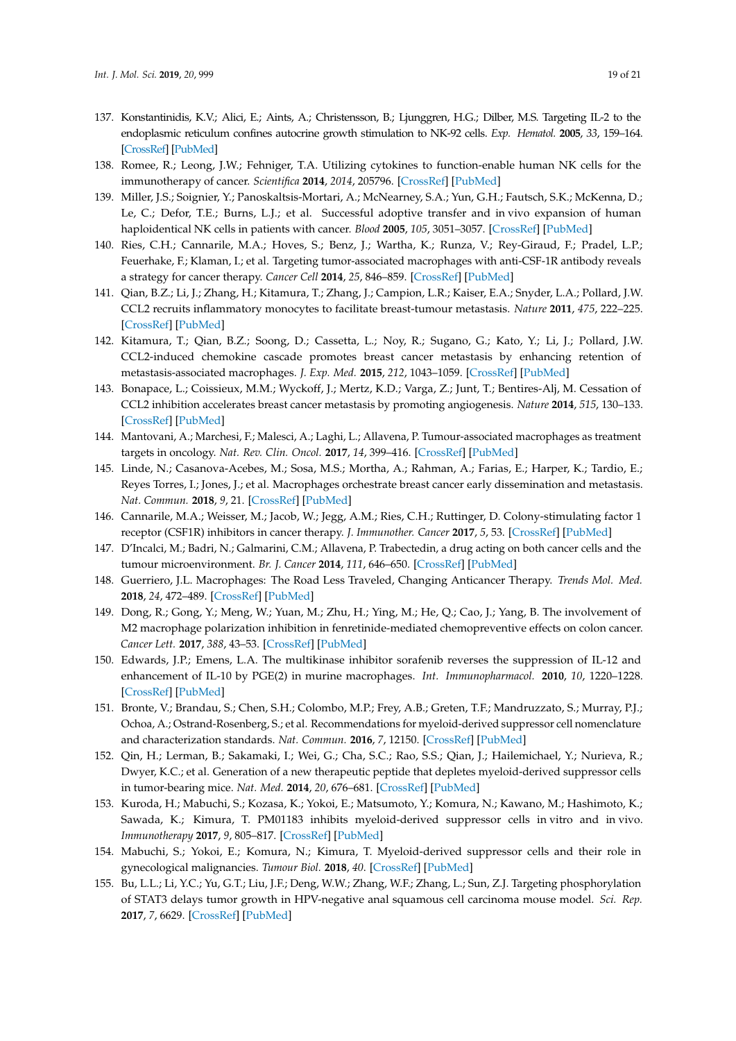137. Konstantinidis, K.V.; Alici, E.; Aints, A.; Christensson, B.; Ljunggren, H.G.; Dilber, M.S. Targeting IL-2 to the endoplasmic reticulum confines autocrine growth stimulation to NK-92 cells. *Exp. Hematol.* **2005**, *33*, 159–164. [CrossRef] [PubMed]
138. Romee, R.; Leong, J.W.; Fehniger, T.A. Utilizing cytokines to function-enable human NK cells for the immunotherapy of cancer. *Scientifica* **2014**, *2014*, 205796. [CrossRef] [PubMed]
139. Miller, J.S.; Soignier, Y.; Panoskaltsis-Mortari, A.; McNearney, S.A.; Yun, G.H.; Fautsch, S.K.; McKenna, D.; Le, C.; Defor, T.E.; Burns, L.J.; et al. Successful adoptive transfer and in vivo expansion of human haploidentical NK cells in patients with cancer. *Blood* **2005**, *105*, 3051–3057. [CrossRef] [PubMed]
140. Ries, C.H.; Cannarile, M.A.; Hoves, S.; Benz, J.; Wartha, K.; Runza, V.; Rey-Giraud, F.; Pradel, L.P.; Feuerhake, F.; Klaman, I.; et al. Targeting tumor-associated macrophages with anti-CSF-1R antibody reveals a strategy for cancer therapy. *Cancer Cell* **2014**, *25*, 846–859. [CrossRef] [PubMed]
141. Qian, B.Z.; Li, J.; Zhang, H.; Kitamura, T.; Zhang, J.; Campion, L.R.; Kaiser, E.A.; Snyder, L.A.; Pollard, J.W. CCL2 recruits inflammatory monocytes to facilitate breast-tumour metastasis. *Nature* **2011**, *475*, 222–225. [CrossRef] [PubMed]
142. Kitamura, T.; Qian, B.Z.; Soong, D.; Cassetta, L.; Noy, R.; Sugano, G.; Kato, Y.; Li, J.; Pollard, J.W. CCL2-induced chemokine cascade promotes breast cancer metastasis by enhancing retention of metastasis-associated macrophages. *J. Exp. Med.* **2015**, *212*, 1043–1059. [CrossRef] [PubMed]
143. Bonapace, L.; Coissieux, M.M.; Wyckoff, J.; Mertz, K.D.; Varga, Z.; Junt, T.; Bentires-Alj, M. Cessation of CCL2 inhibition accelerates breast cancer metastasis by promoting angiogenesis. *Nature* **2014**, *515*, 130–133. [CrossRef] [PubMed]
144. Mantovani, A.; Marchesi, F.; Malesci, A.; Laghi, L.; Allavena, P. Tumour-associated macrophages as treatment targets in oncology. *Nat. Rev. Clin. Oncol.* **2017**, *14*, 399–416. [CrossRef] [PubMed]
145. Linde, N.; Casanova-Acebes, M.; Sosa, M.S.; Mortha, A.; Rahman, A.; Farias, E.; Harper, K.; Tardio, E.; Reyes Torres, I.; Jones, J.; et al. Macrophages orchestrate breast cancer early dissemination and metastasis. *Nat. Commun.* **2018**, *9*, 21. [CrossRef] [PubMed]
146. Cannarile, M.A.; Weisser, M.; Jacob, W.; Jegg, A.M.; Ries, C.H.; Ruttinger, D. Colony-stimulating factor 1 receptor (CSF1R) inhibitors in cancer therapy. *J. Immunother. Cancer* **2017**, *5*, 53. [CrossRef] [PubMed]
147. D'Incalci, M.; Badri, N.; Galmarini, C.M.; Allavena, P. Trabectedin, a drug acting on both cancer cells and the tumour microenvironment. *Br. J. Cancer* **2014**, *111*, 646–650. [CrossRef] [PubMed]
148. Guerriero, J.L. Macrophages: The Road Less Traveled, Changing Anticancer Therapy. *Trends Mol. Med.* **2018**, *24*, 472–489. [CrossRef] [PubMed]
149. Dong, R.; Gong, Y.; Meng, W.; Yuan, M.; Zhu, H.; Ying, M.; He, Q.; Cao, J.; Yang, B. The involvement of M2 macrophage polarization inhibition in fenretinide-mediated chemopreventive effects on colon cancer. *Cancer Lett.* **2017**, *388*, 43–53. [CrossRef] [PubMed]
150. Edwards, J.P.; Emens, L.A. The multikinase inhibitor sorafenib reverses the suppression of IL-12 and enhancement of IL-10 by PGE(2) in murine macrophages. *Int. Immunopharmacol.* **2010**, *10*, 1220–1228. [CrossRef] [PubMed]
151. Bronte, V.; Brandau, S.; Chen, S.H.; Colombo, M.P.; Frey, A.B.; Greten, T.F.; Mandruzzato, S.; Murray, P.J.; Ochoa, A.; Ostrand-Rosenberg, S.; et al. Recommendations for myeloid-derived suppressor cell nomenclature and characterization standards. *Nat. Commun.* **2016**, *7*, 12150. [CrossRef] [PubMed]
152. Qin, H.; Lerman, B.; Sakamaki, I.; Wei, G.; Cha, S.C.; Rao, S.S.; Qian, J.; Hailemichael, Y.; Nurieva, R.; Dwyer, K.C.; et al. Generation of a new therapeutic peptide that depletes myeloid-derived suppressor cells in tumor-bearing mice. *Nat. Med.* **2014**, *20*, 676–681. [CrossRef] [PubMed]
153. Kuroda, H.; Mabuchi, S.; Kozasa, K.; Yokoi, E.; Matsumoto, Y.; Komura, N.; Kawano, M.; Hashimoto, K.; Sawada, K.; Kimura, T. PM01183 inhibits myeloid-derived suppressor cells in vitro and in vivo. *Immunotherapy* **2017**, *9*, 805–817. [CrossRef] [PubMed]
154. Mabuchi, S.; Yokoi, E.; Komura, N.; Kimura, T. Myeloid-derived suppressor cells and their role in gynecological malignancies. *Tumour Biol.* **2018**, *40*. [CrossRef] [PubMed]
155. Bu, L.L.; Li, Y.C.; Yu, G.T.; Liu, J.F.; Deng, W.W.; Zhang, W.F.; Zhang, L.; Sun, Z.J. Targeting phosphorylation of STAT3 delays tumor growth in HPV-negative anal squamous cell carcinoma mouse model. *Sci. Rep.* **2017**, *7*, 6629. [CrossRef] [PubMed]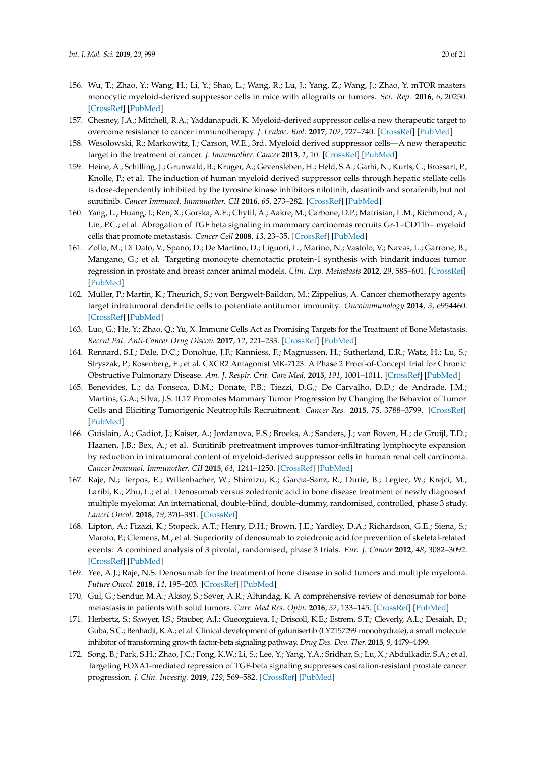156. Wu, T.; Zhao, Y.; Wang, H.; Li, Y.; Shao, L.; Wang, R.; Lu, J.; Yang, Z.; Wang, J.; Zhao, Y. mTOR masters monocytic myeloid-derived suppressor cells in mice with allografts or tumors. *Sci. Rep.* **2016**, *6*, 20250. [CrossRef] [PubMed]
157. Chesney, J.A.; Mitchell, R.A.; Yaddanapudi, K. Myeloid-derived suppressor cells-a new therapeutic target to overcome resistance to cancer immunotherapy. *J. Leukoc. Biol.* **2017**, *102*, 727–740. [CrossRef] [PubMed]
158. Wesolowski, R.; Markowitz, J.; Carson, W.E., 3rd. Myeloid derived suppressor cells—A new therapeutic target in the treatment of cancer. *J. Immunother. Cancer* **2013**, *1*, 10. [CrossRef] [PubMed]
159. Heine, A.; Schilling, J.; Grunwald, B.; Kruger, A.; Gevensleben, H.; Held, S.A.; Garbi, N.; Kurts, C.; Brossart, P.; Knolle, P.; et al. The induction of human myeloid derived suppressor cells through hepatic stellate cells is dose-dependently inhibited by the tyrosine kinase inhibitors nilotinib, dasatinib and sorafenib, but not sunitinib. *Cancer Immunol. Immunother. CII* **2016**, *65*, 273–282. [CrossRef] [PubMed]
160. Yang, L.; Huang, J.; Ren, X.; Gorska, A.E.; Chytil, A.; Aakre, M.; Carbone, D.P.; Matrisian, L.M.; Richmond, A.; Lin, P.C.; et al. Abrogation of TGF beta signaling in mammary carcinomas recruits Gr-1+CD11b+ myeloid cells that promote metastasis. *Cancer Cell* **2008**, *13*, 23–35. [CrossRef] [PubMed]
161. Zollo, M.; Di Dato, V.; Spano, D.; De Martino, D.; Liguori, L.; Marino, N.; Vastolo, V.; Navas, L.; Garrone, B.; Mangano, G.; et al. Targeting monocyte chemotactic protein-1 synthesis with bindarit induces tumor regression in prostate and breast cancer animal models. *Clin. Exp. Metastasis* **2012**, *29*, 585–601. [CrossRef] [PubMed]
162. Muller, P.; Martin, K.; Theurich, S.; von Bergwelt-Baildon, M.; Zippelius, A. Cancer chemotherapy agents target intratumoral dendritic cells to potentiate antitumor immunity. *Oncoimmunology* **2014**, *3*, e954460. [CrossRef] [PubMed]
163. Luo, G.; He, Y.; Zhao, Q.; Yu, X. Immune Cells Act as Promising Targets for the Treatment of Bone Metastasis. *Recent Pat. Anti-Cancer Drug Discov.* **2017**, *12*, 221–233. [CrossRef] [PubMed]
164. Rennard, S.I.; Dale, D.C.; Donohue, J.F.; Kanniess, F.; Magnussen, H.; Sutherland, E.R.; Watz, H.; Lu, S.; Stryszak, P.; Rosenberg, E.; et al. CXCR2 Antagonist MK-7123. A Phase 2 Proof-of-Concept Trial for Chronic Obstructive Pulmonary Disease. *Am. J. Respir. Crit. Care Med.* **2015**, *191*, 1001–1011. [CrossRef] [PubMed]
165. Benevides, L.; da Fonseca, D.M.; Donate, P.B.; Tiezzi, D.G.; De Carvalho, D.D.; de Andrade, J.M.; Martins, G.A.; Silva, J.S. IL17 Promotes Mammary Tumor Progression by Changing the Behavior of Tumor Cells and Eliciting Tumorigenic Neutrophils Recruitment. *Cancer Res.* **2015**, *75*, 3788–3799. [CrossRef] [PubMed]
166. Guislain, A.; Gadiot, J.; Kaiser, A.; Jordanova, E.S.; Broeks, A.; Sanders, J.; van Boven, H.; de Gruijl, T.D.; Haanen, J.B.; Bex, A.; et al. Sunitinib pretreatment improves tumor-infiltrating lymphocyte expansion by reduction in intratumoral content of myeloid-derived suppressor cells in human renal cell carcinoma. *Cancer Immunol. Immunother. CII* **2015**, *64*, 1241–1250. [CrossRef] [PubMed]
167. Raje, N.; Terpos, E.; Willenbacher, W.; Shimizu, K.; Garcia-Sanz, R.; Durie, B.; Legiec, W.; Krejci, M.; Laribi, K.; Zhu, L.; et al. Denosumab versus zoledronic acid in bone disease treatment of newly diagnosed multiple myeloma: An international, double-blind, double-dummy, randomised, controlled, phase 3 study. *Lancet Oncol.* **2018**, *19*, 370–381. [CrossRef]
168. Lipton, A.; Fizazi, K.; Stopeck, A.T.; Henry, D.H.; Brown, J.E.; Yardley, D.A.; Richardson, G.E.; Siena, S.; Maroto, P.; Clemens, M.; et al. Superiority of denosumab to zoledronic acid for prevention of skeletal-related events: A combined analysis of 3 pivotal, randomised, phase 3 trials. *Eur. J. Cancer* **2012**, *48*, 3082–3092. [CrossRef] [PubMed]
169. Yee, A.J.; Raje, N.S. Denosumab for the treatment of bone disease in solid tumors and multiple myeloma. *Future Oncol.* **2018**, *14*, 195–203. [CrossRef] [PubMed]
170. Gul, G.; Sendur, M.A.; Aksoy, S.; Sever, A.R.; Altundag, K. A comprehensive review of denosumab for bone metastasis in patients with solid tumors. *Curr. Med Res. Opin.* **2016**, *32*, 133–145. [CrossRef] [PubMed]
171. Herbertz, S.; Sawyer, J.S.; Stauber, A.J.; Gueorguieva, I.; Driscoll, K.E.; Estrem, S.T.; Cleverly, A.L.; Desaiah, D.; Guba, S.C.; Benhadji, K.A.; et al. Clinical development of galunisertib (LY2157299 monohydrate), a small molecule inhibitor of transforming growth factor-beta signaling pathway. *Drug Des. Dev. Ther.* **2015**, *9*, 4479–4499.
172. Song, B.; Park, S.H.; Zhao, J.C.; Fong, K.W.; Li, S.; Lee, Y.; Yang, Y.A.; Sridhar, S.; Lu, X.; Abdulkadir, S.A.; et al. Targeting FOXA1-mediated repression of TGF-beta signaling suppresses castration-resistant prostate cancer progression. *J. Clin. Investig.* **2019**, *129*, 569–582. [CrossRef] [PubMed]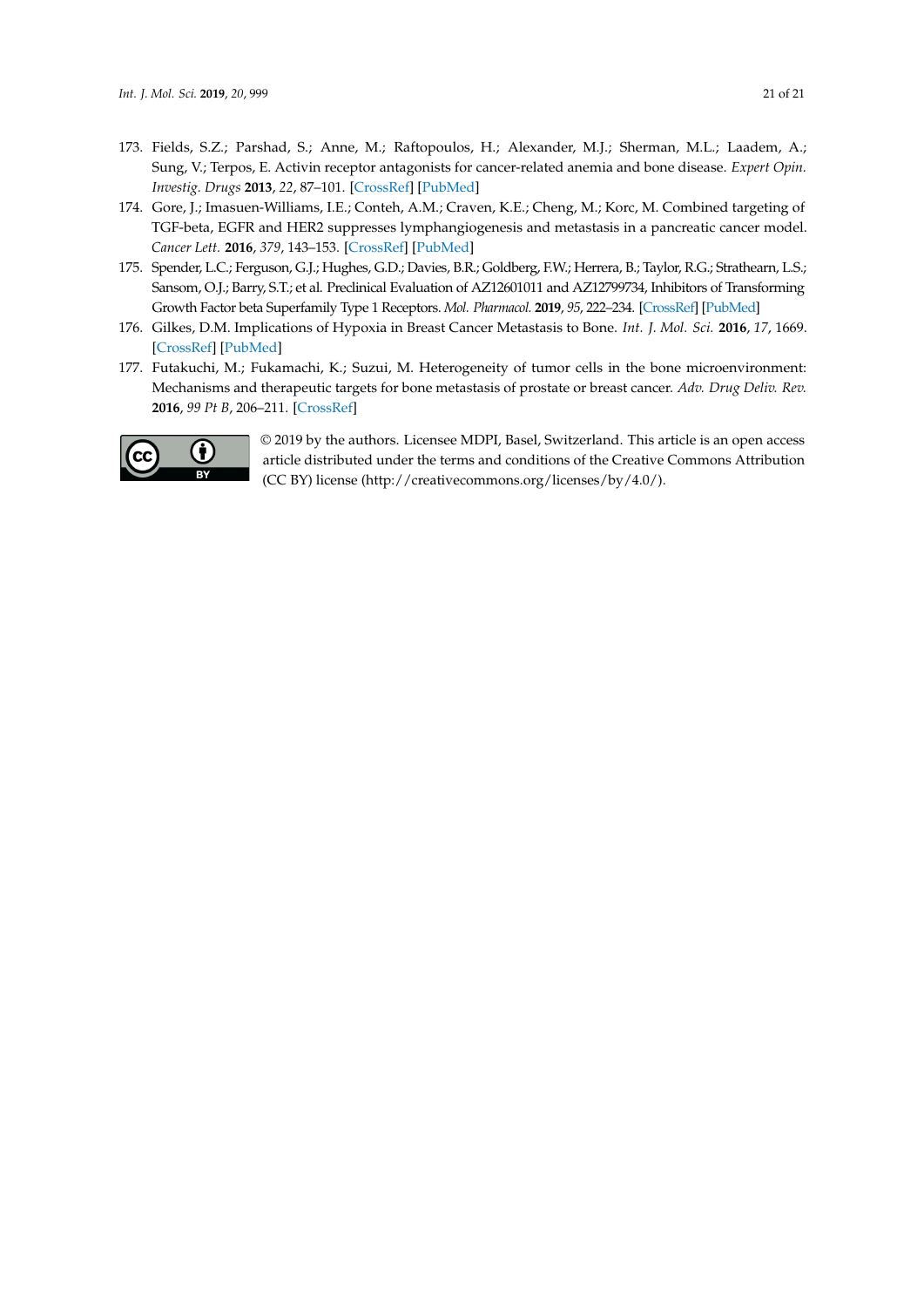173. Fields, S.Z.; Parshad, S.; Anne, M.; Raftopoulos, H.; Alexander, M.J.; Sherman, M.L.; Laadem, A.; Sung, V.; Terpos, E. Activin receptor antagonists for cancer-related anemia and bone disease. *Expert Opin. Investig. Drugs* **2013**, *22*, 87–101. [CrossRef] [PubMed]
174. Gore, J.; Imasuen-Williams, I.E.; Conteh, A.M.; Craven, K.E.; Cheng, M.; Korc, M. Combined targeting of TGF-beta, EGFR and HER2 suppresses lymphangiogenesis and metastasis in a pancreatic cancer model. *Cancer Lett.* **2016**, *379*, 143–153. [CrossRef] [PubMed]
175. Spender, L.C.; Ferguson, G.J.; Hughes, G.D.; Davies, B.R.; Goldberg, F.W.; Herrera, B.; Taylor, R.G.; Strathearn, L.S.; Sansom, O.J.; Barry, S.T.; et al. Preclinical Evaluation of AZ12601011 and AZ12799734, Inhibitors of Transforming Growth Factor beta Superfamily Type 1 Receptors. *Mol. Pharmacol.* **2019**, *95*, 222–234. [CrossRef] [PubMed]
176. Gilkes, D.M. Implications of Hypoxia in Breast Cancer Metastasis to Bone. *Int. J. Mol. Sci.* **2016**, *17*, 1669. [CrossRef] [PubMed]
177. Futakuchi, M.; Fukamachi, K.; Suzui, M. Heterogeneity of tumor cells in the bone microenvironment: Mechanisms and therapeutic targets for bone metastasis of prostate or breast cancer. *Adv. Drug Deliv. Rev.* **2016**, *99 Pt B*, 206–211. [CrossRef]

© 2019 by the authors. Licensee MDPI, Basel, Switzerland. This article is an open access article distributed under the terms and conditions of the Creative Commons Attribution (CC BY) license (http://creativecommons.org/licenses/by/4.0/).